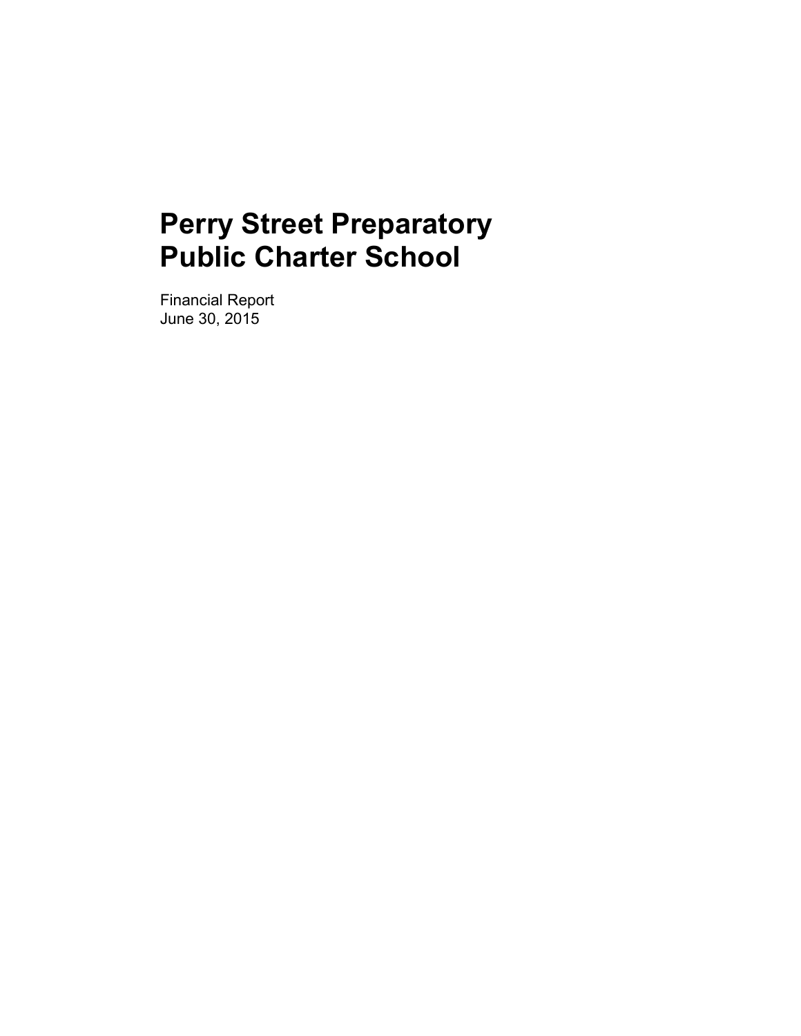# Perry Street Preparatory Public Charter School

Financial Report
June 30, 2015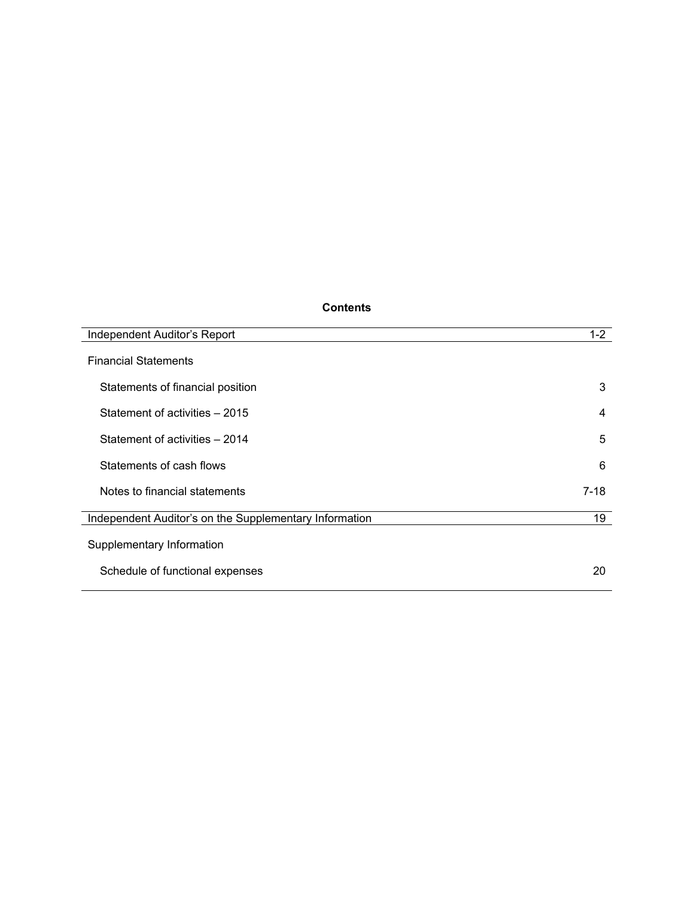## Contents

| | |
|---|---|
| Independent Auditor's Report | 1-2 |
| Financial Statements | |
| Statements of financial position | 3 |
| Statement of activities – 2015 | 4 |
| Statement of activities – 2014 | 5 |
| Statements of cash flows | 6 |
| Notes to financial statements | 7-18 |
| Independent Auditor's on the Supplementary Information | 19 |
| Supplementary Information | |
| Schedule of functional expenses | 20 |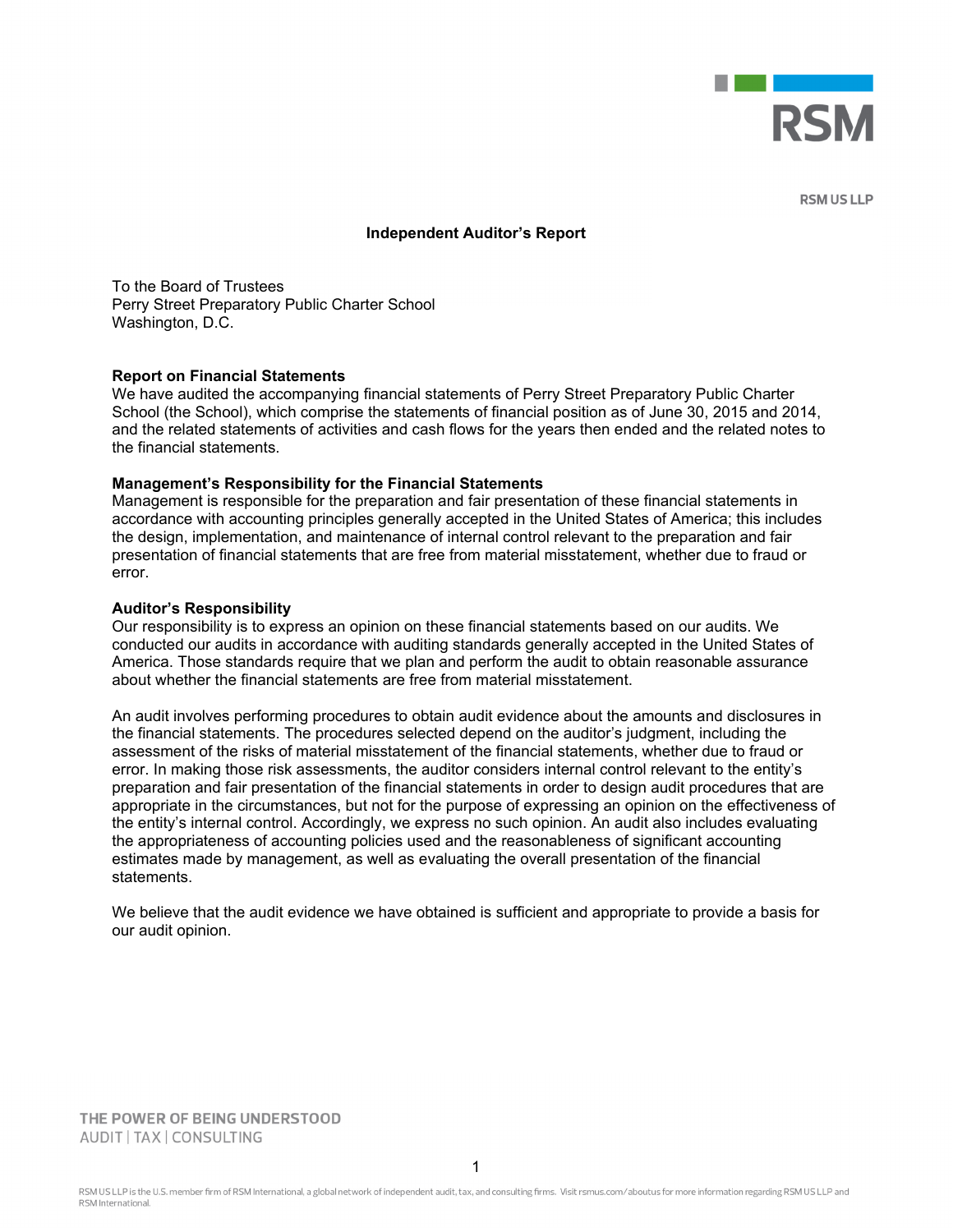RSM US LLP

## Independent Auditor's Report

To the Board of Trustees
Perry Street Preparatory Public Charter School
Washington, D.C.

**Report on Financial Statements**
We have audited the accompanying financial statements of Perry Street Preparatory Public Charter School (the School), which comprise the statements of financial position as of June 30, 2015 and 2014, and the related statements of activities and cash flows for the years then ended and the related notes to the financial statements.

**Management's Responsibility for the Financial Statements**
Management is responsible for the preparation and fair presentation of these financial statements in accordance with accounting principles generally accepted in the United States of America; this includes the design, implementation, and maintenance of internal control relevant to the preparation and fair presentation of financial statements that are free from material misstatement, whether due to fraud or error.

**Auditor's Responsibility**
Our responsibility is to express an opinion on these financial statements based on our audits. We conducted our audits in accordance with auditing standards generally accepted in the United States of America. Those standards require that we plan and perform the audit to obtain reasonable assurance about whether the financial statements are free from material misstatement.

An audit involves performing procedures to obtain audit evidence about the amounts and disclosures in the financial statements. The procedures selected depend on the auditor's judgment, including the assessment of the risks of material misstatement of the financial statements, whether due to fraud or error. In making those risk assessments, the auditor considers internal control relevant to the entity's preparation and fair presentation of the financial statements in order to design audit procedures that are appropriate in the circumstances, but not for the purpose of expressing an opinion on the effectiveness of the entity's internal control. Accordingly, we express no such opinion. An audit also includes evaluating the appropriateness of accounting policies used and the reasonableness of significant accounting estimates made by management, as well as evaluating the overall presentation of the financial statements.

We believe that the audit evidence we have obtained is sufficient and appropriate to provide a basis for our audit opinion.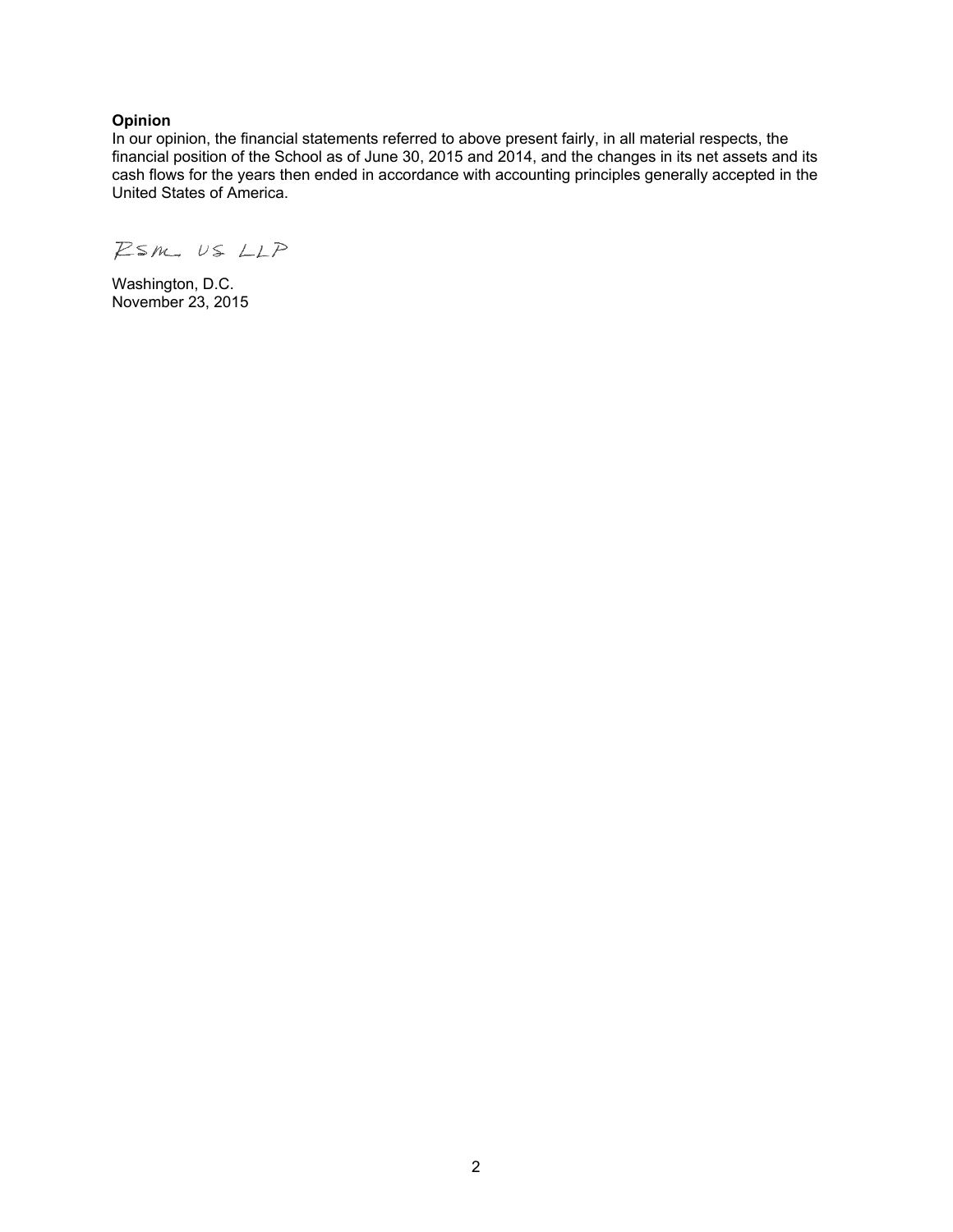**Opinion**

In our opinion, the financial statements referred to above present fairly, in all material respects, the financial position of the School as of June 30, 2015 and 2014, and the changes in its net assets and its cash flows for the years then ended in accordance with accounting principles generally accepted in the United States of America.

RSM US LLP

Washington, D.C.
November 23, 2015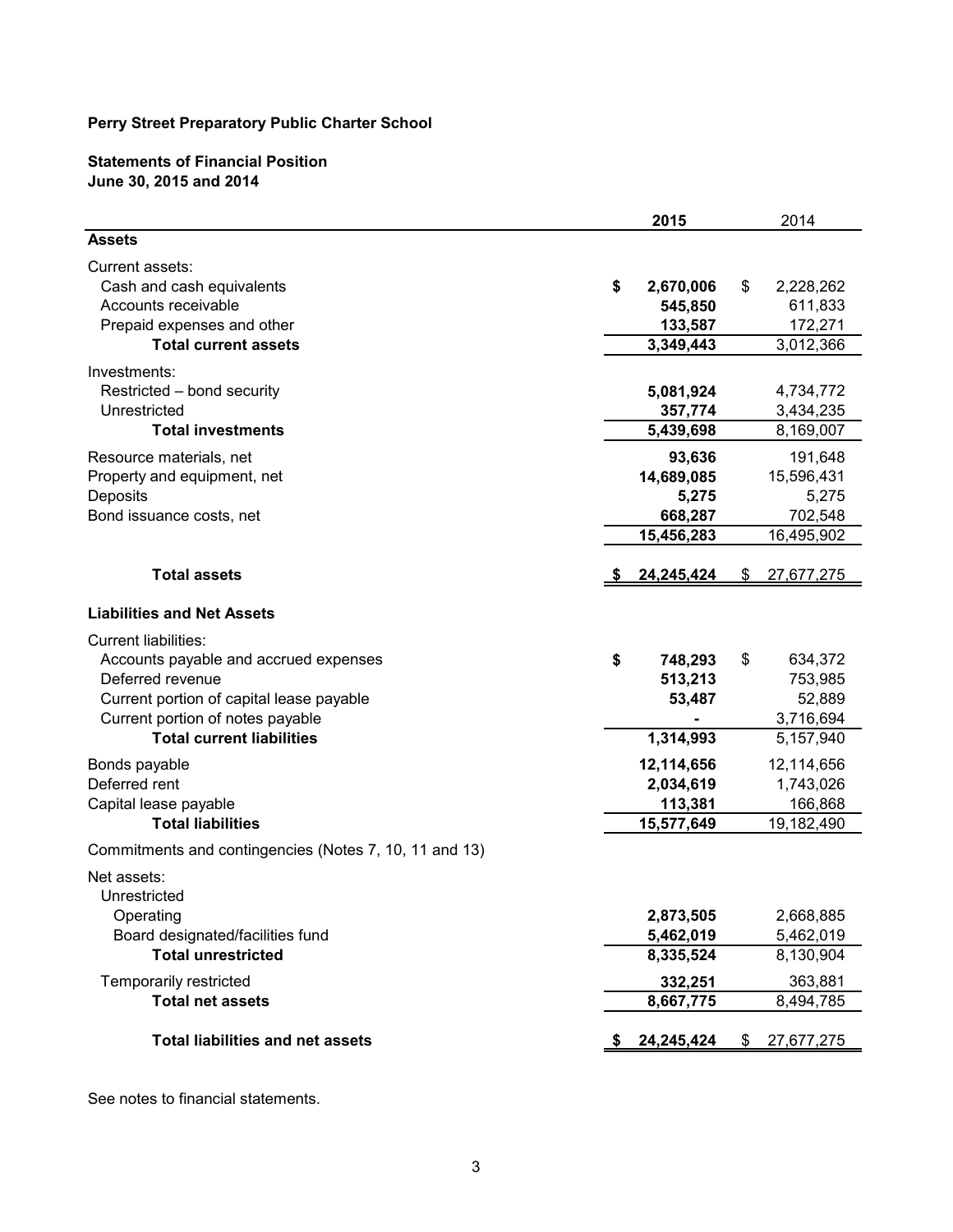**Perry Street Preparatory Public Charter School**

**Statements of Financial Position**
**June 30, 2015 and 2014**

| | **2015** | 2014 |
|---|---|---|
| **Assets** | | |
| Current assets: | | |
| Cash and cash equivalents | **$ 2,670,006** | $ 2,228,262 |
| Accounts receivable | **545,850** | 611,833 |
| Prepaid expenses and other | **133,587** | 172,271 |
| **Total current assets** | **3,349,443** | 3,012,366 |
| Investments: | | |
| Restricted – bond security | **5,081,924** | 4,734,772 |
| Unrestricted | **357,774** | 3,434,235 |
| **Total investments** | **5,439,698** | 8,169,007 |
| Resource materials, net | **93,636** | 191,648 |
| Property and equipment, net | **14,689,085** | 15,596,431 |
| Deposits | **5,275** | 5,275 |
| Bond issuance costs, net | **668,287** | 702,548 |
| | **15,456,283** | 16,495,902 |
| **Total assets** | **$ 24,245,424** | $ 27,677,275 |
| **Liabilities and Net Assets** | | |
| Current liabilities: | | |
| Accounts payable and accrued expenses | **$ 748,293** | $ 634,372 |
| Deferred revenue | **513,213** | 753,985 |
| Current portion of capital lease payable | **53,487** | 52,889 |
| Current portion of notes payable | **-** | 3,716,694 |
| **Total current liabilities** | **1,314,993** | 5,157,940 |
| Bonds payable | **12,114,656** | 12,114,656 |
| Deferred rent | **2,034,619** | 1,743,026 |
| Capital lease payable | **113,381** | 166,868 |
| **Total liabilities** | **15,577,649** | 19,182,490 |
| Commitments and contingencies (Notes 7, 10, 11 and 13) | | |
| Net assets: | | |
| Unrestricted | | |
| Operating | **2,873,505** | 2,668,885 |
| Board designated/facilities fund | **5,462,019** | 5,462,019 |
| **Total unrestricted** | **8,335,524** | 8,130,904 |
| Temporarily restricted | **332,251** | 363,881 |
| **Total net assets** | **8,667,775** | 8,494,785 |
| **Total liabilities and net assets** | **$ 24,245,424** | $ 27,677,275 |

See notes to financial statements.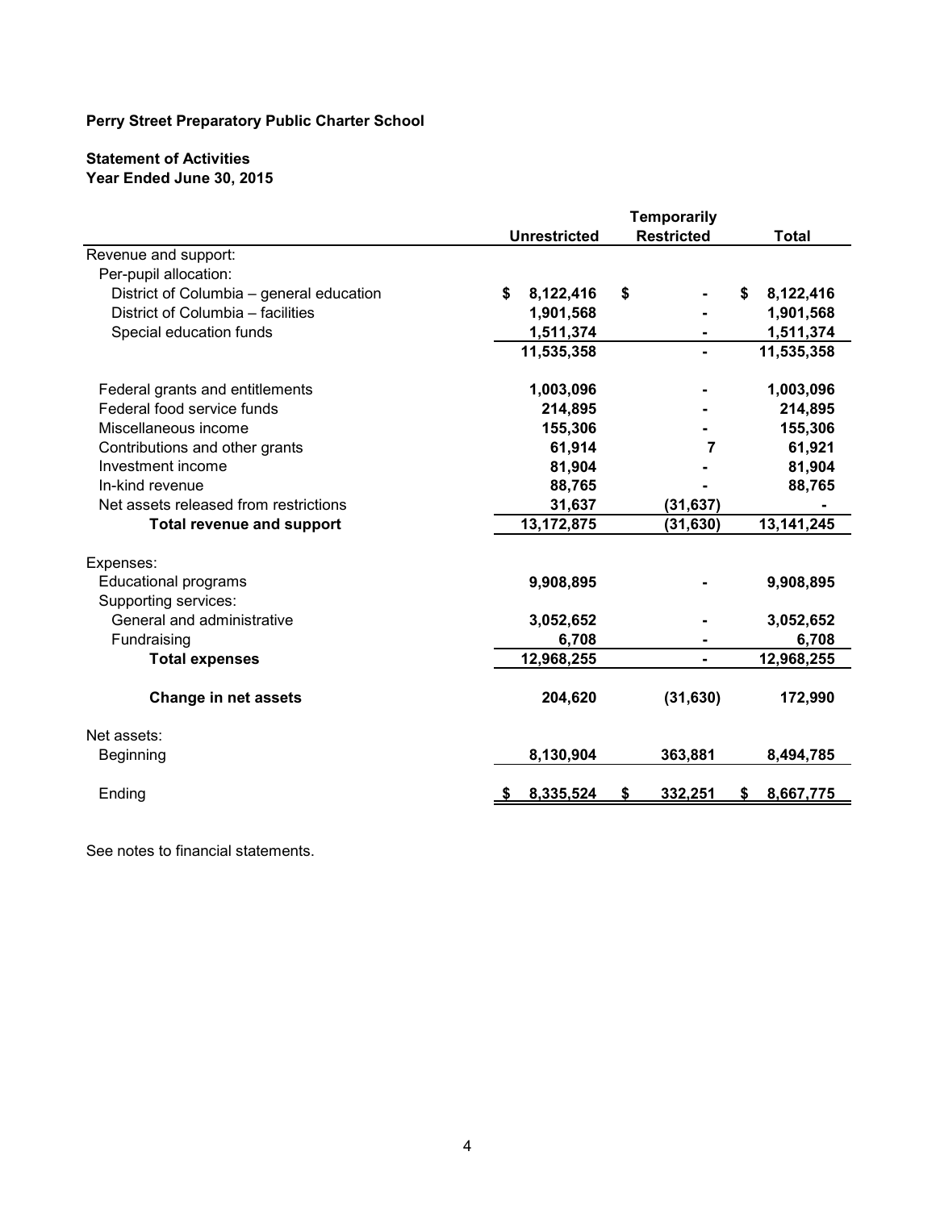**Perry Street Preparatory Public Charter School**

**Statement of Activities**
**Year Ended June 30, 2015**

| | Unrestricted | Temporarily Restricted | Total |
|---|---|---|---|
| Revenue and support: | | | |
| Per-pupil allocation: | | | |
| District of Columbia – general education | $ 8,122,416 | $ - | $ 8,122,416 |
| District of Columbia – facilities | 1,901,568 | - | 1,901,568 |
| Special education funds | 1,511,374 | - | 1,511,374 |
| | 11,535,358 | - | 11,535,358 |
| Federal grants and entitlements | 1,003,096 | - | 1,003,096 |
| Federal food service funds | 214,895 | - | 214,895 |
| Miscellaneous income | 155,306 | - | 155,306 |
| Contributions and other grants | 61,914 | 7 | 61,921 |
| Investment income | 81,904 | - | 81,904 |
| In-kind revenue | 88,765 | - | 88,765 |
| Net assets released from restrictions | 31,637 | (31,637) | - |
| **Total revenue and support** | 13,172,875 | (31,630) | 13,141,245 |
| Expenses: | | | |
| Educational programs | 9,908,895 | - | 9,908,895 |
| Supporting services: | | | |
| General and administrative | 3,052,652 | - | 3,052,652 |
| Fundraising | 6,708 | - | 6,708 |
| **Total expenses** | 12,968,255 | - | 12,968,255 |
| **Change in net assets** | 204,620 | (31,630) | 172,990 |
| Net assets: | | | |
| Beginning | 8,130,904 | 363,881 | 8,494,785 |
| Ending | $ 8,335,524 | $ 332,251 | $ 8,667,775 |

See notes to financial statements.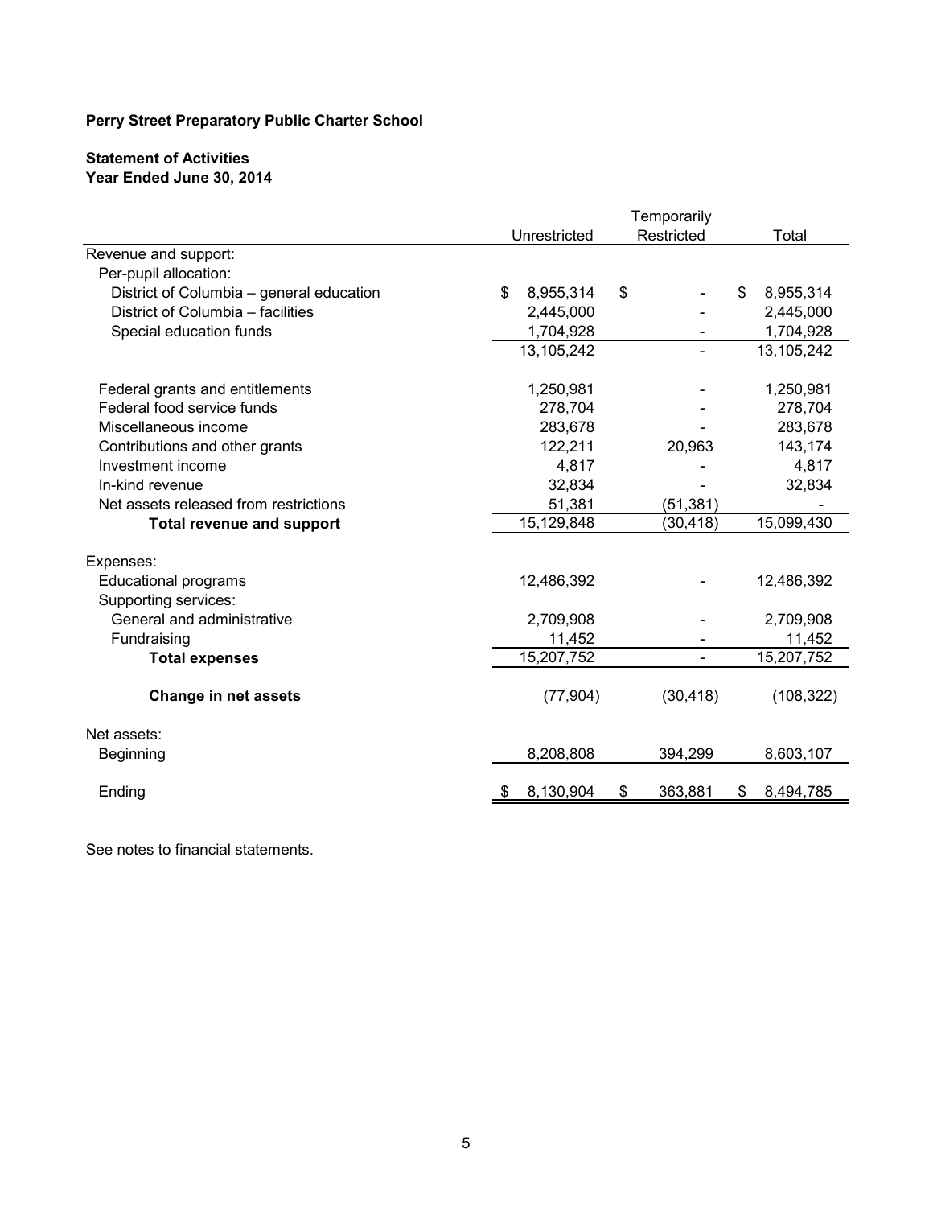**Perry Street Preparatory Public Charter School**

**Statement of Activities**
**Year Ended June 30, 2014**

| | Unrestricted | Temporarily Restricted | Total |
|---|---|---|---|
| Revenue and support: | | | |
| Per-pupil allocation: | | | |
| District of Columbia – general education | $ 8,955,314 | $ - | $ 8,955,314 |
| District of Columbia – facilities | 2,445,000 | - | 2,445,000 |
| Special education funds | 1,704,928 | - | 1,704,928 |
| | 13,105,242 | - | 13,105,242 |
| Federal grants and entitlements | 1,250,981 | - | 1,250,981 |
| Federal food service funds | 278,704 | - | 278,704 |
| Miscellaneous income | 283,678 | - | 283,678 |
| Contributions and other grants | 122,211 | 20,963 | 143,174 |
| Investment income | 4,817 | - | 4,817 |
| In-kind revenue | 32,834 | - | 32,834 |
| Net assets released from restrictions | 51,381 | (51,381) | - |
| **Total revenue and support** | 15,129,848 | (30,418) | 15,099,430 |
| Expenses: | | | |
| Educational programs | 12,486,392 | - | 12,486,392 |
| Supporting services: | | | |
| General and administrative | 2,709,908 | - | 2,709,908 |
| Fundraising | 11,452 | - | 11,452 |
| **Total expenses** | 15,207,752 | - | 15,207,752 |
| **Change in net assets** | (77,904) | (30,418) | (108,322) |
| Net assets: | | | |
| Beginning | 8,208,808 | 394,299 | 8,603,107 |
| Ending | $ 8,130,904 | $ 363,881 | $ 8,494,785 |

See notes to financial statements.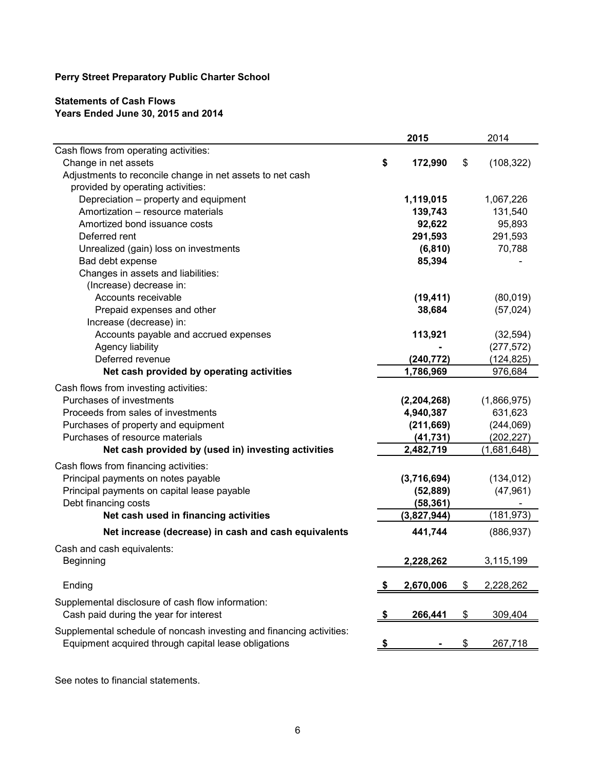**Perry Street Preparatory Public Charter School**

**Statements of Cash Flows**
**Years Ended June 30, 2015 and 2014**

| | 2015 | 2014 |
|---|---|---|
| Cash flows from operating activities: | | |
| Change in net assets | $ 172,990 | $ (108,322) |
| Adjustments to reconcile change in net assets to net cash provided by operating activities: | | |
| Depreciation – property and equipment | 1,119,015 | 1,067,226 |
| Amortization – resource materials | 139,743 | 131,540 |
| Amortized bond issuance costs | 92,622 | 95,893 |
| Deferred rent | 291,593 | 291,593 |
| Unrealized (gain) loss on investments | (6,810) | 70,788 |
| Bad debt expense | 85,394 | - |
| Changes in assets and liabilities: | | |
| (Increase) decrease in: | | |
| Accounts receivable | (19,411) | (80,019) |
| Prepaid expenses and other | 38,684 | (57,024) |
| Increase (decrease) in: | | |
| Accounts payable and accrued expenses | 113,921 | (32,594) |
| Agency liability | - | (277,572) |
| Deferred revenue | (240,772) | (124,825) |
| **Net cash provided by operating activities** | 1,786,969 | 976,684 |
| Cash flows from investing activities: | | |
| Purchases of investments | (2,204,268) | (1,866,975) |
| Proceeds from sales of investments | 4,940,387 | 631,623 |
| Purchases of property and equipment | (211,669) | (244,069) |
| Purchases of resource materials | (41,731) | (202,227) |
| **Net cash provided by (used in) investing activities** | 2,482,719 | (1,681,648) |
| Cash flows from financing activities: | | |
| Principal payments on notes payable | (3,716,694) | (134,012) |
| Principal payments on capital lease payable | (52,889) | (47,961) |
| Debt financing costs | (58,361) | - |
| **Net cash used in financing activities** | (3,827,944) | (181,973) |
| **Net increase (decrease) in cash and cash equivalents** | 441,744 | (886,937) |
| Cash and cash equivalents: | | |
| Beginning | 2,228,262 | 3,115,199 |
| Ending | $ 2,670,006 | $ 2,228,262 |
| Supplemental disclosure of cash flow information: | | |
| Cash paid during the year for interest | $ 266,441 | $ 309,404 |
| Supplemental schedule of noncash investing and financing activities: | | |
| Equipment acquired through capital lease obligations | $ - | $ 267,718 |

See notes to financial statements.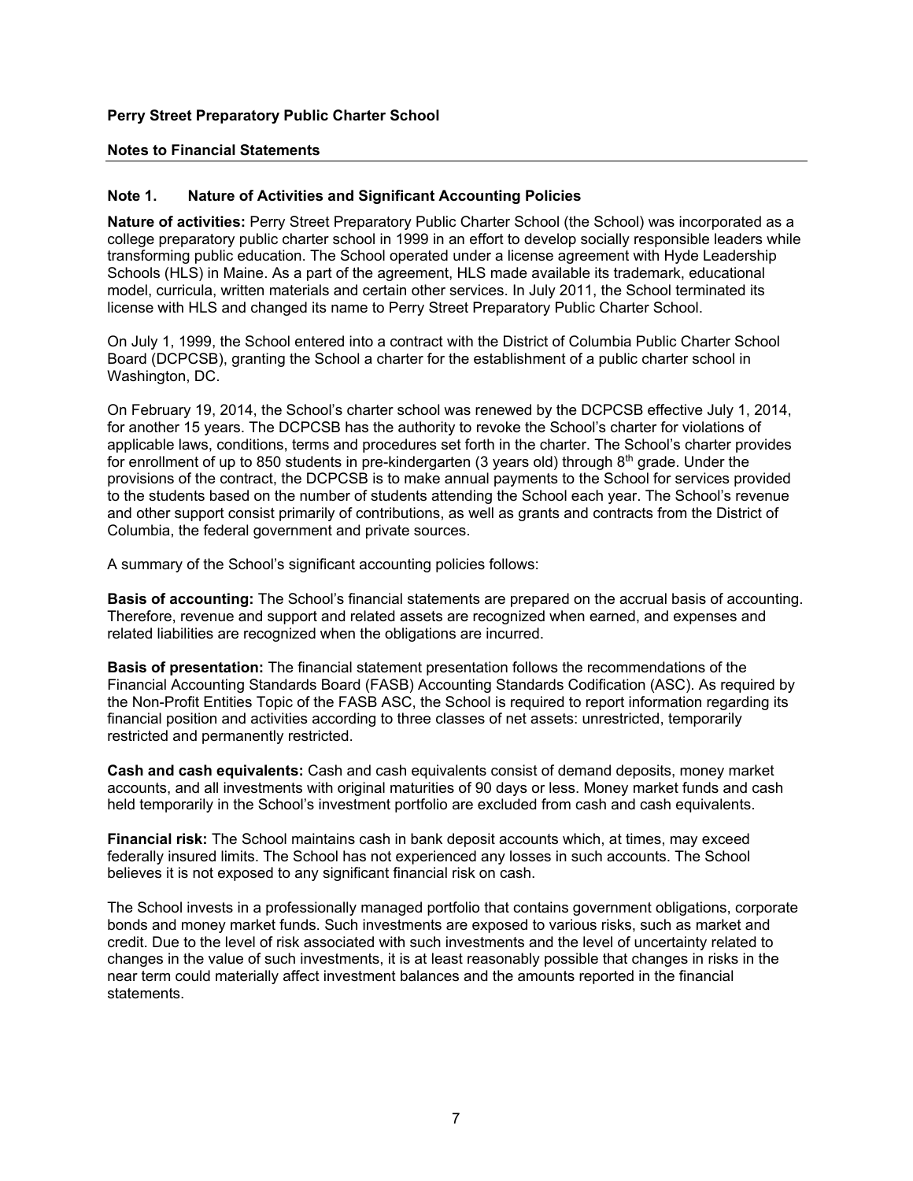**Perry Street Preparatory Public Charter School**

**Notes to Financial Statements**

## Note 1. Nature of Activities and Significant Accounting Policies

**Nature of activities:** Perry Street Preparatory Public Charter School (the School) was incorporated as a college preparatory public charter school in 1999 in an effort to develop socially responsible leaders while transforming public education. The School operated under a license agreement with Hyde Leadership Schools (HLS) in Maine. As a part of the agreement, HLS made available its trademark, educational model, curricula, written materials and certain other services. In July 2011, the School terminated its license with HLS and changed its name to Perry Street Preparatory Public Charter School.

On July 1, 1999, the School entered into a contract with the District of Columbia Public Charter School Board (DCPCSB), granting the School a charter for the establishment of a public charter school in Washington, DC.

On February 19, 2014, the School's charter school was renewed by the DCPCSB effective July 1, 2014, for another 15 years. The DCPCSB has the authority to revoke the School's charter for violations of applicable laws, conditions, terms and procedures set forth in the charter. The School's charter provides for enrollment of up to 850 students in pre-kindergarten (3 years old) through 8th grade. Under the provisions of the contract, the DCPCSB is to make annual payments to the School for services provided to the students based on the number of students attending the School each year. The School's revenue and other support consist primarily of contributions, as well as grants and contracts from the District of Columbia, the federal government and private sources.

A summary of the School's significant accounting policies follows:

**Basis of accounting:** The School's financial statements are prepared on the accrual basis of accounting. Therefore, revenue and support and related assets are recognized when earned, and expenses and related liabilities are recognized when the obligations are incurred.

**Basis of presentation:** The financial statement presentation follows the recommendations of the Financial Accounting Standards Board (FASB) Accounting Standards Codification (ASC). As required by the Non-Profit Entities Topic of the FASB ASC, the School is required to report information regarding its financial position and activities according to three classes of net assets: unrestricted, temporarily restricted and permanently restricted.

**Cash and cash equivalents:** Cash and cash equivalents consist of demand deposits, money market accounts, and all investments with original maturities of 90 days or less. Money market funds and cash held temporarily in the School's investment portfolio are excluded from cash and cash equivalents.

**Financial risk:** The School maintains cash in bank deposit accounts which, at times, may exceed federally insured limits. The School has not experienced any losses in such accounts. The School believes it is not exposed to any significant financial risk on cash.

The School invests in a professionally managed portfolio that contains government obligations, corporate bonds and money market funds. Such investments are exposed to various risks, such as market and credit. Due to the level of risk associated with such investments and the level of uncertainty related to changes in the value of such investments, it is at least reasonably possible that changes in risks in the near term could materially affect investment balances and the amounts reported in the financial statements.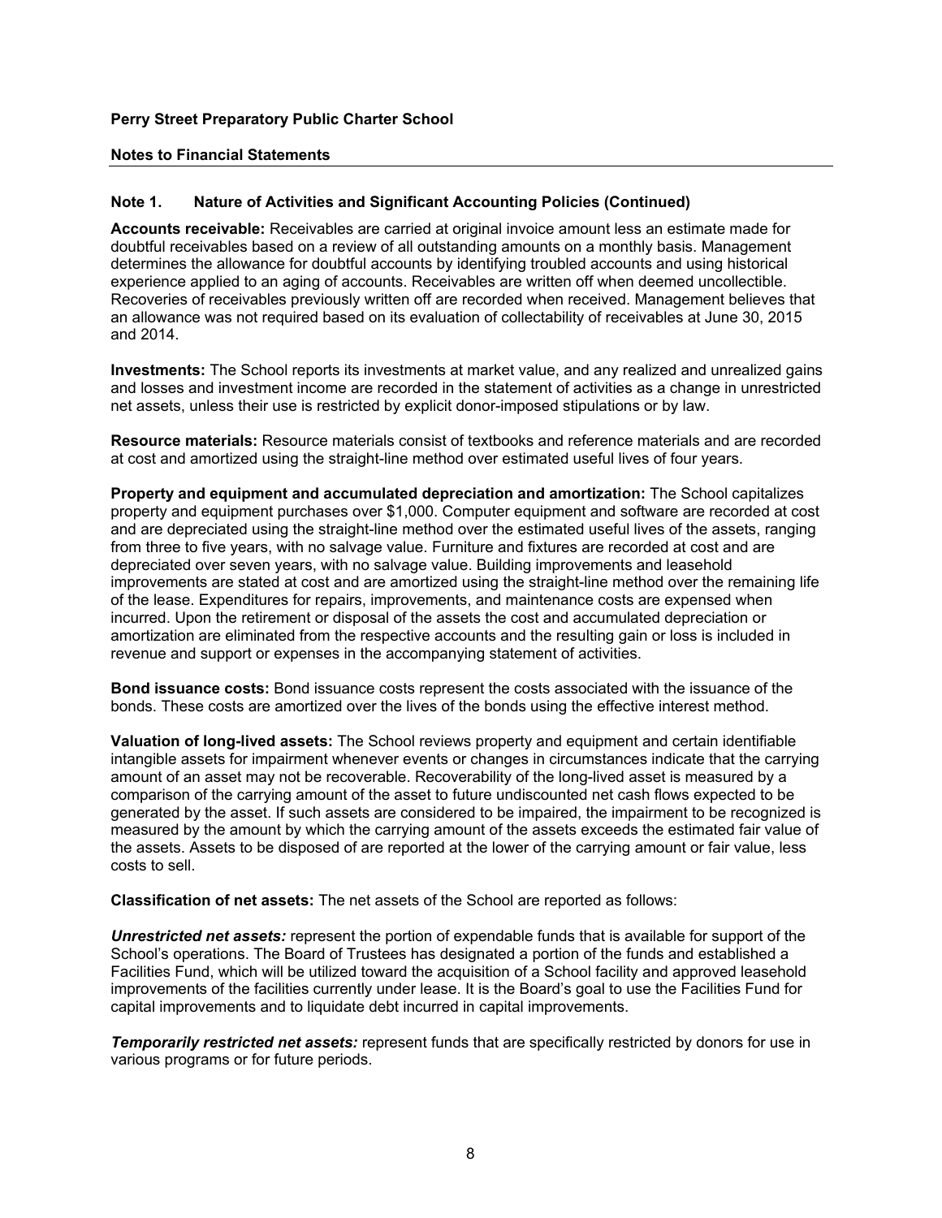**Perry Street Preparatory Public Charter School**

**Notes to Financial Statements**

### Note 1. Nature of Activities and Significant Accounting Policies (Continued)

**Accounts receivable:** Receivables are carried at original invoice amount less an estimate made for doubtful receivables based on a review of all outstanding amounts on a monthly basis. Management determines the allowance for doubtful accounts by identifying troubled accounts and using historical experience applied to an aging of accounts. Receivables are written off when deemed uncollectible. Recoveries of receivables previously written off are recorded when received. Management believes that an allowance was not required based on its evaluation of collectability of receivables at June 30, 2015 and 2014.

**Investments:** The School reports its investments at market value, and any realized and unrealized gains and losses and investment income are recorded in the statement of activities as a change in unrestricted net assets, unless their use is restricted by explicit donor-imposed stipulations or by law.

**Resource materials:** Resource materials consist of textbooks and reference materials and are recorded at cost and amortized using the straight-line method over estimated useful lives of four years.

**Property and equipment and accumulated depreciation and amortization:** The School capitalizes property and equipment purchases over $1,000. Computer equipment and software are recorded at cost and are depreciated using the straight-line method over the estimated useful lives of the assets, ranging from three to five years, with no salvage value. Furniture and fixtures are recorded at cost and are depreciated over seven years, with no salvage value. Building improvements and leasehold improvements are stated at cost and are amortized using the straight-line method over the remaining life of the lease. Expenditures for repairs, improvements, and maintenance costs are expensed when incurred. Upon the retirement or disposal of the assets the cost and accumulated depreciation or amortization are eliminated from the respective accounts and the resulting gain or loss is included in revenue and support or expenses in the accompanying statement of activities.

**Bond issuance costs:** Bond issuance costs represent the costs associated with the issuance of the bonds. These costs are amortized over the lives of the bonds using the effective interest method.

**Valuation of long-lived assets:** The School reviews property and equipment and certain identifiable intangible assets for impairment whenever events or changes in circumstances indicate that the carrying amount of an asset may not be recoverable. Recoverability of the long-lived asset is measured by a comparison of the carrying amount of the asset to future undiscounted net cash flows expected to be generated by the asset. If such assets are considered to be impaired, the impairment to be recognized is measured by the amount by which the carrying amount of the assets exceeds the estimated fair value of the assets. Assets to be disposed of are reported at the lower of the carrying amount or fair value, less costs to sell.

**Classification of net assets:** The net assets of the School are reported as follows:

***Unrestricted net assets:*** represent the portion of expendable funds that is available for support of the School's operations. The Board of Trustees has designated a portion of the funds and established a Facilities Fund, which will be utilized toward the acquisition of a School facility and approved leasehold improvements of the facilities currently under lease. It is the Board's goal to use the Facilities Fund for capital improvements and to liquidate debt incurred in capital improvements.

***Temporarily restricted net assets:*** represent funds that are specifically restricted by donors for use in various programs or for future periods.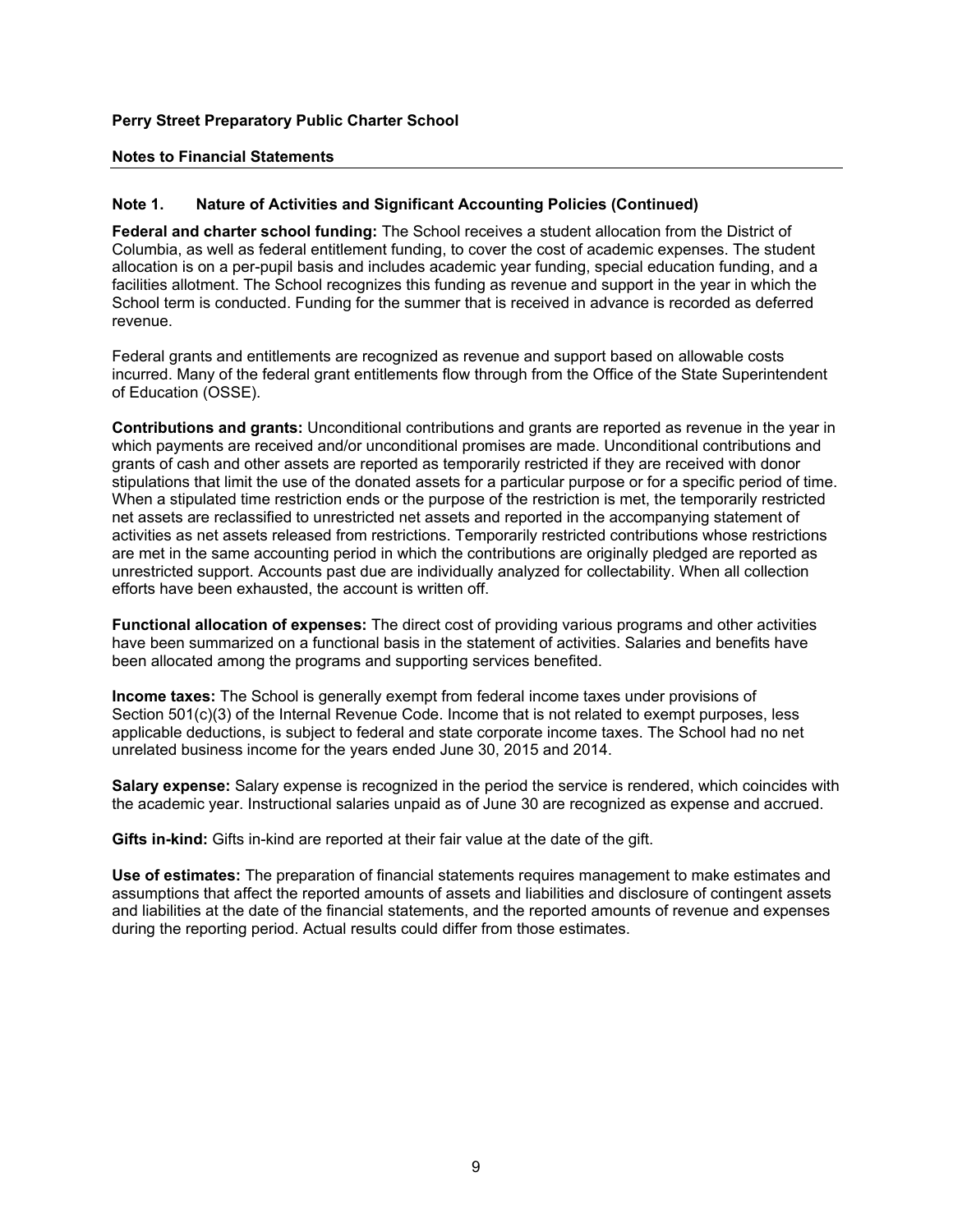**Perry Street Preparatory Public Charter School**

**Notes to Financial Statements**

## Note 1. Nature of Activities and Significant Accounting Policies (Continued)

**Federal and charter school funding:** The School receives a student allocation from the District of Columbia, as well as federal entitlement funding, to cover the cost of academic expenses. The student allocation is on a per-pupil basis and includes academic year funding, special education funding, and a facilities allotment. The School recognizes this funding as revenue and support in the year in which the School term is conducted. Funding for the summer that is received in advance is recorded as deferred revenue.

Federal grants and entitlements are recognized as revenue and support based on allowable costs incurred. Many of the federal grant entitlements flow through from the Office of the State Superintendent of Education (OSSE).

**Contributions and grants:** Unconditional contributions and grants are reported as revenue in the year in which payments are received and/or unconditional promises are made. Unconditional contributions and grants of cash and other assets are reported as temporarily restricted if they are received with donor stipulations that limit the use of the donated assets for a particular purpose or for a specific period of time. When a stipulated time restriction ends or the purpose of the restriction is met, the temporarily restricted net assets are reclassified to unrestricted net assets and reported in the accompanying statement of activities as net assets released from restrictions. Temporarily restricted contributions whose restrictions are met in the same accounting period in which the contributions are originally pledged are reported as unrestricted support. Accounts past due are individually analyzed for collectability. When all collection efforts have been exhausted, the account is written off.

**Functional allocation of expenses:** The direct cost of providing various programs and other activities have been summarized on a functional basis in the statement of activities. Salaries and benefits have been allocated among the programs and supporting services benefited.

**Income taxes:** The School is generally exempt from federal income taxes under provisions of Section 501(c)(3) of the Internal Revenue Code. Income that is not related to exempt purposes, less applicable deductions, is subject to federal and state corporate income taxes. The School had no net unrelated business income for the years ended June 30, 2015 and 2014.

**Salary expense:** Salary expense is recognized in the period the service is rendered, which coincides with the academic year. Instructional salaries unpaid as of June 30 are recognized as expense and accrued.

**Gifts in-kind:** Gifts in-kind are reported at their fair value at the date of the gift.

**Use of estimates:** The preparation of financial statements requires management to make estimates and assumptions that affect the reported amounts of assets and liabilities and disclosure of contingent assets and liabilities at the date of the financial statements, and the reported amounts of revenue and expenses during the reporting period. Actual results could differ from those estimates.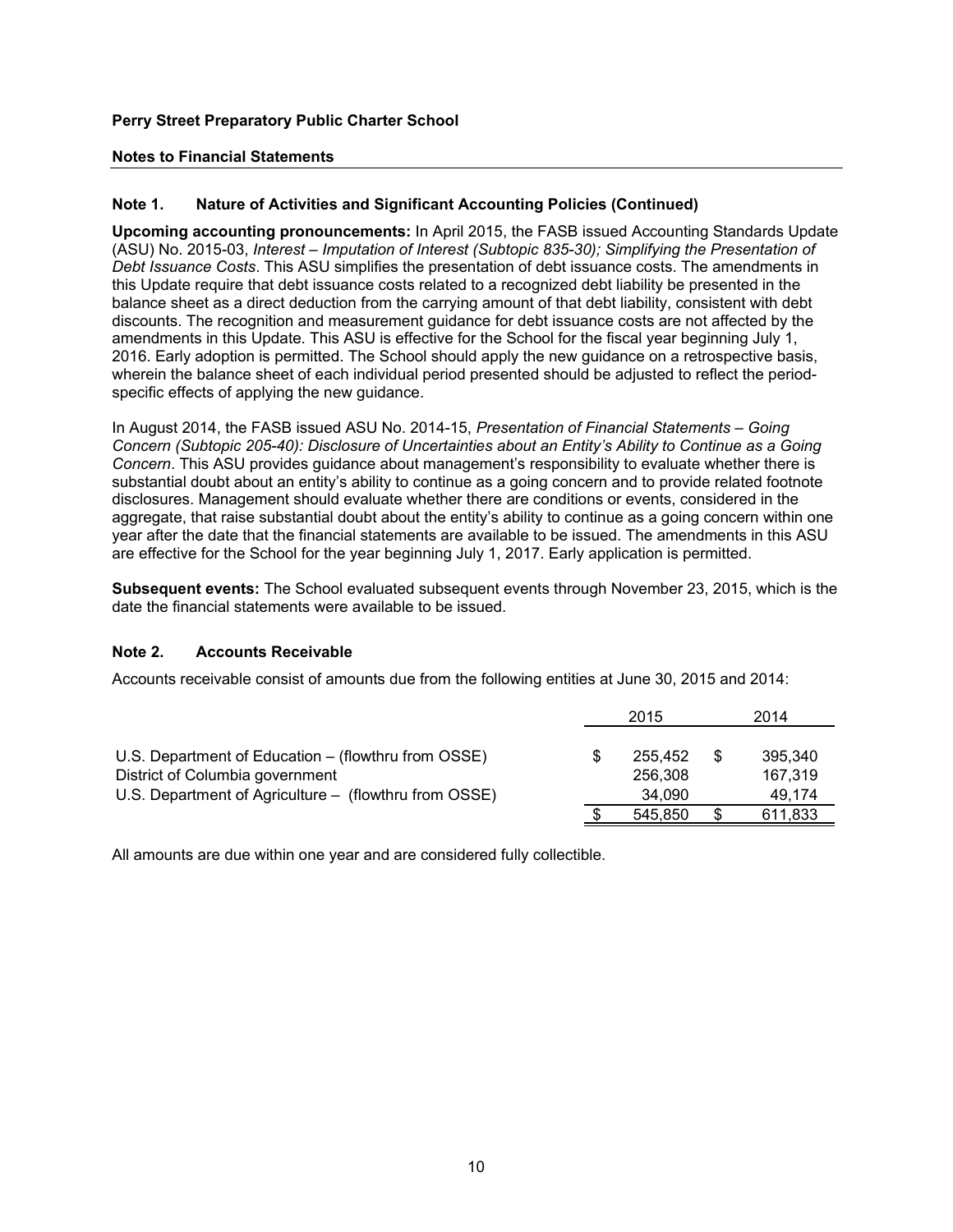**Perry Street Preparatory Public Charter School**

**Notes to Financial Statements**

## Note 1. Nature of Activities and Significant Accounting Policies (Continued)

**Upcoming accounting pronouncements:** In April 2015, the FASB issued Accounting Standards Update (ASU) No. 2015-03, *Interest – Imputation of Interest (Subtopic 835-30); Simplifying the Presentation of Debt Issuance Costs*. This ASU simplifies the presentation of debt issuance costs. The amendments in this Update require that debt issuance costs related to a recognized debt liability be presented in the balance sheet as a direct deduction from the carrying amount of that debt liability, consistent with debt discounts. The recognition and measurement guidance for debt issuance costs are not affected by the amendments in this Update. This ASU is effective for the School for the fiscal year beginning July 1, 2016. Early adoption is permitted. The School should apply the new guidance on a retrospective basis, wherein the balance sheet of each individual period presented should be adjusted to reflect the period-specific effects of applying the new guidance.

In August 2014, the FASB issued ASU No. 2014-15, *Presentation of Financial Statements – Going Concern (Subtopic 205-40): Disclosure of Uncertainties about an Entity's Ability to Continue as a Going Concern*. This ASU provides guidance about management's responsibility to evaluate whether there is substantial doubt about an entity's ability to continue as a going concern and to provide related footnote disclosures. Management should evaluate whether there are conditions or events, considered in the aggregate, that raise substantial doubt about the entity's ability to continue as a going concern within one year after the date that the financial statements are available to be issued. The amendments in this ASU are effective for the School for the year beginning July 1, 2017. Early application is permitted.

**Subsequent events:** The School evaluated subsequent events through November 23, 2015, which is the date the financial statements were available to be issued.

## Note 2. Accounts Receivable

Accounts receivable consist of amounts due from the following entities at June 30, 2015 and 2014:

| | 2015 | 2014 |
|---|---|---|
| U.S. Department of Education – (flowthru from OSSE) | $ 255,452 | $ 395,340 |
| District of Columbia government | 256,308 | 167,319 |
| U.S. Department of Agriculture – (flowthru from OSSE) | 34,090 | 49,174 |
| | $ 545,850 | $ 611,833 |

All amounts are due within one year and are considered fully collectible.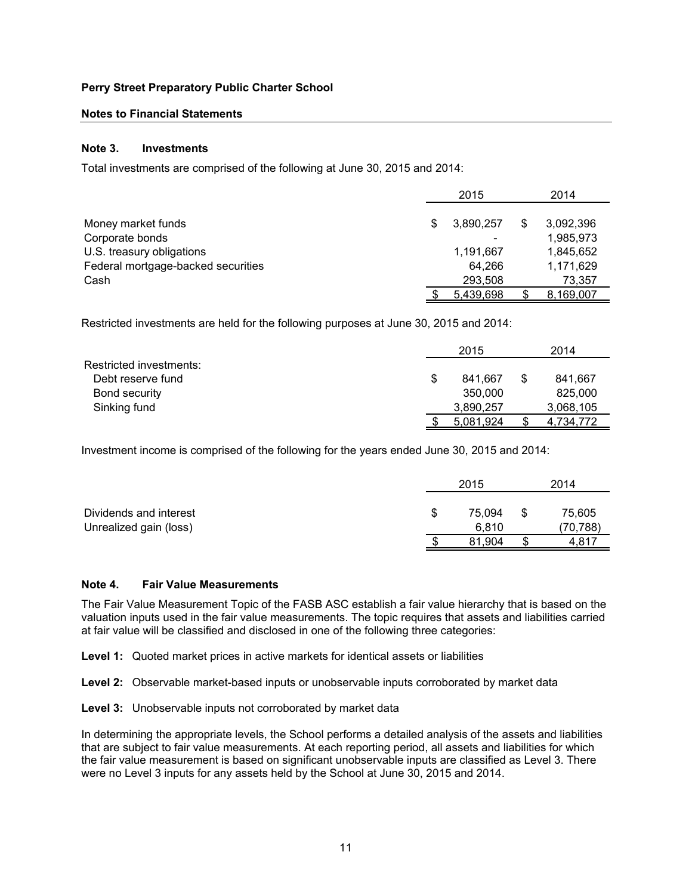**Perry Street Preparatory Public Charter School**

**Notes to Financial Statements**

## Note 3. Investments

Total investments are comprised of the following at June 30, 2015 and 2014:

| | 2015 | 2014 |
|---|---|---|
| Money market funds | $ 3,890,257 | $ 3,092,396 |
| Corporate bonds | - | 1,985,973 |
| U.S. treasury obligations | 1,191,667 | 1,845,652 |
| Federal mortgage-backed securities | 64,266 | 1,171,629 |
| Cash | 293,508 | 73,357 |
| | $ 5,439,698 | $ 8,169,007 |

Restricted investments are held for the following purposes at June 30, 2015 and 2014:

| | 2015 | 2014 |
|---|---|---|
| Restricted investments: | | |
| Debt reserve fund | $ 841,667 | $ 841,667 |
| Bond security | 350,000 | 825,000 |
| Sinking fund | 3,890,257 | 3,068,105 |
| | $ 5,081,924 | $ 4,734,772 |

Investment income is comprised of the following for the years ended June 30, 2015 and 2014:

| | 2015 | 2014 |
|---|---|---|
| Dividends and interest | $ 75,094 | $ 75,605 |
| Unrealized gain (loss) | 6,810 | (70,788) |
| | $ 81,904 | $ 4,817 |

## Note 4. Fair Value Measurements

The Fair Value Measurement Topic of the FASB ASC establish a fair value hierarchy that is based on the valuation inputs used in the fair value measurements. The topic requires that assets and liabilities carried at fair value will be classified and disclosed in one of the following three categories:

**Level 1:** Quoted market prices in active markets for identical assets or liabilities

**Level 2:** Observable market-based inputs or unobservable inputs corroborated by market data

**Level 3:** Unobservable inputs not corroborated by market data

In determining the appropriate levels, the School performs a detailed analysis of the assets and liabilities that are subject to fair value measurements. At each reporting period, all assets and liabilities for which the fair value measurement is based on significant unobservable inputs are classified as Level 3. There were no Level 3 inputs for any assets held by the School at June 30, 2015 and 2014.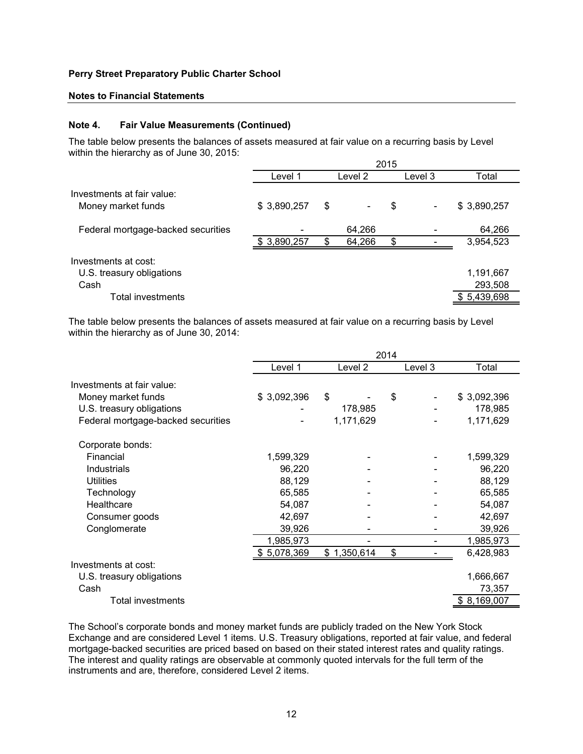**Perry Street Preparatory Public Charter School**

**Notes to Financial Statements**

**Note 4. Fair Value Measurements (Continued)**

The table below presents the balances of assets measured at fair value on a recurring basis by Level within the hierarchy as of June 30, 2015:

| | 2015 | | | |
|---|---|---|---|---|
| | Level 1 | Level 2 | Level 3 | Total |
| Investments at fair value: | | | | |
| Money market funds | $ 3,890,257 | $ - | $ - | $ 3,890,257 |
| Federal mortgage-backed securities | - | 64,266 | - | 64,266 |
| | $ 3,890,257 | $ 64,266 | $ - | 3,954,523 |
| Investments at cost: | | | | |
| U.S. treasury obligations | | | | 1,191,667 |
| Cash | | | | 293,508 |
| Total investments | | | | $ 5,439,698 |

The table below presents the balances of assets measured at fair value on a recurring basis by Level within the hierarchy as of June 30, 2014:

| | 2014 | | | |
|---|---|---|---|---|
| | Level 1 | Level 2 | Level 3 | Total |
| Investments at fair value: | | | | |
| Money market funds | $ 3,092,396 | $ - | $ - | $ 3,092,396 |
| U.S. treasury obligations | - | 178,985 | - | 178,985 |
| Federal mortgage-backed securities | - | 1,171,629 | - | 1,171,629 |
| Corporate bonds: | | | | |
| Financial | 1,599,329 | - | - | 1,599,329 |
| Industrials | 96,220 | - | - | 96,220 |
| Utilities | 88,129 | - | - | 88,129 |
| Technology | 65,585 | - | - | 65,585 |
| Healthcare | 54,087 | - | - | 54,087 |
| Consumer goods | 42,697 | - | - | 42,697 |
| Conglomerate | 39,926 | - | - | 39,926 |
| | 1,985,973 | - | - | 1,985,973 |
| | $ 5,078,369 | $ 1,350,614 | $ - | 6,428,983 |
| Investments at cost: | | | | |
| U.S. treasury obligations | | | | 1,666,667 |
| Cash | | | | 73,357 |
| Total investments | | | | $ 8,169,007 |

The School's corporate bonds and money market funds are publicly traded on the New York Stock Exchange and are considered Level 1 items. U.S. Treasury obligations, reported at fair value, and federal mortgage-backed securities are priced based on based on their stated interest rates and quality ratings. The interest and quality ratings are observable at commonly quoted intervals for the full term of the instruments and are, therefore, considered Level 2 items.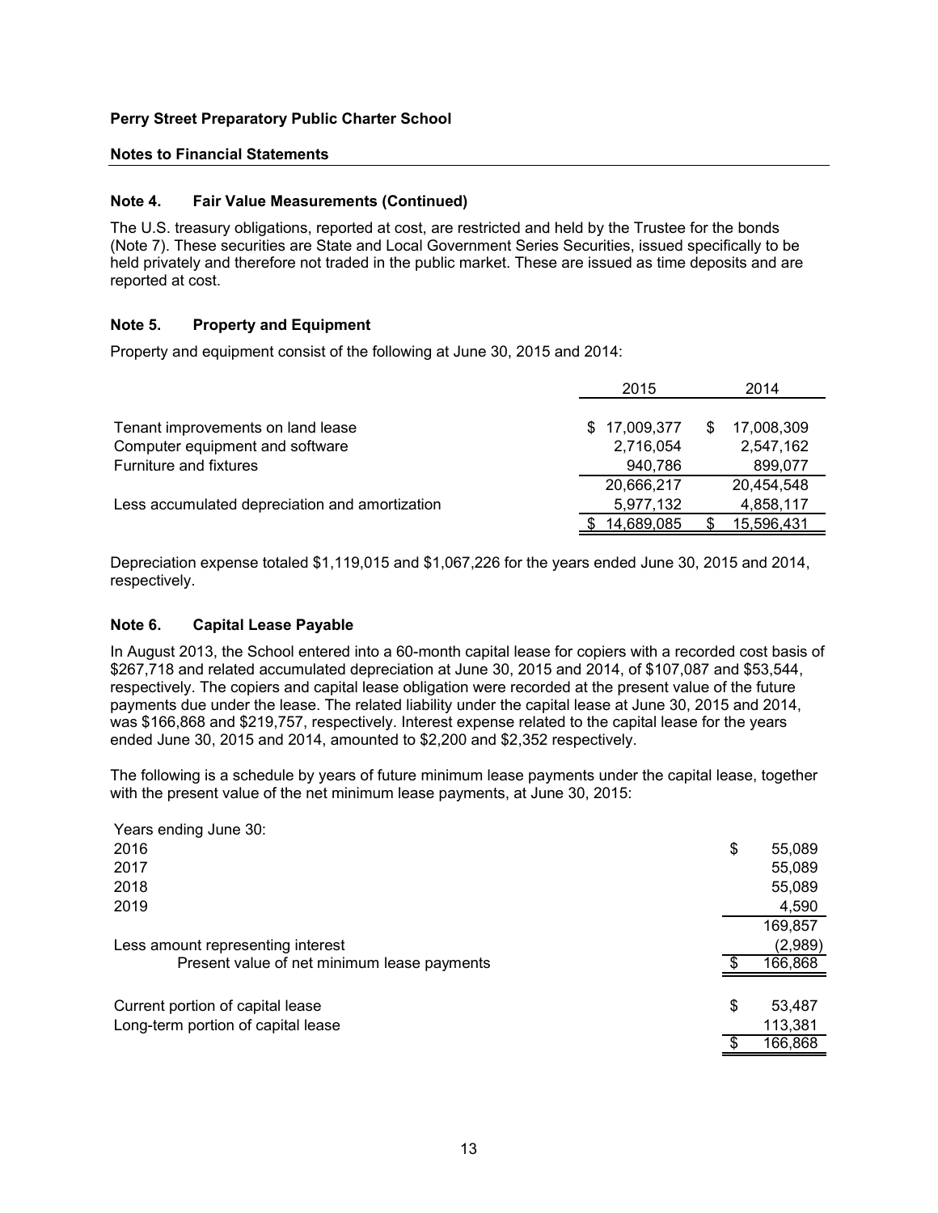**Perry Street Preparatory Public Charter School**

**Notes to Financial Statements**

### Note 4. Fair Value Measurements (Continued)

The U.S. treasury obligations, reported at cost, are restricted and held by the Trustee for the bonds (Note 7). These securities are State and Local Government Series Securities, issued specifically to be held privately and therefore not traded in the public market. These are issued as time deposits and are reported at cost.

### Note 5. Property and Equipment

Property and equipment consist of the following at June 30, 2015 and 2014:

| | 2015 | 2014 |
|---|---|---|
| Tenant improvements on land lease | $ 17,009,377 | $ 17,008,309 |
| Computer equipment and software | 2,716,054 | 2,547,162 |
| Furniture and fixtures | 940,786 | 899,077 |
| | 20,666,217 | 20,454,548 |
| Less accumulated depreciation and amortization | 5,977,132 | 4,858,117 |
| | $ 14,689,085 | $ 15,596,431 |

Depreciation expense totaled $1,119,015 and $1,067,226 for the years ended June 30, 2015 and 2014, respectively.

### Note 6. Capital Lease Payable

In August 2013, the School entered into a 60-month capital lease for copiers with a recorded cost basis of $267,718 and related accumulated depreciation at June 30, 2015 and 2014, of $107,087 and $53,544, respectively. The copiers and capital lease obligation were recorded at the present value of the future payments due under the lease. The related liability under the capital lease at June 30, 2015 and 2014, was $166,868 and $219,757, respectively. Interest expense related to the capital lease for the years ended June 30, 2015 and 2014, amounted to $2,200 and $2,352 respectively.

The following is a schedule by years of future minimum lease payments under the capital lease, together with the present value of the net minimum lease payments, at June 30, 2015:

| Years ending June 30: | |
|---|---|
| 2016 | $ 55,089 |
| 2017 | 55,089 |
| 2018 | 55,089 |
| 2019 | 4,590 |
| | 169,857 |
| Less amount representing interest | (2,989) |
| Present value of net minimum lease payments | $ 166,868 |
| | |
| Current portion of capital lease | $ 53,487 |
| Long-term portion of capital lease | 113,381 |
| | $ 166,868 |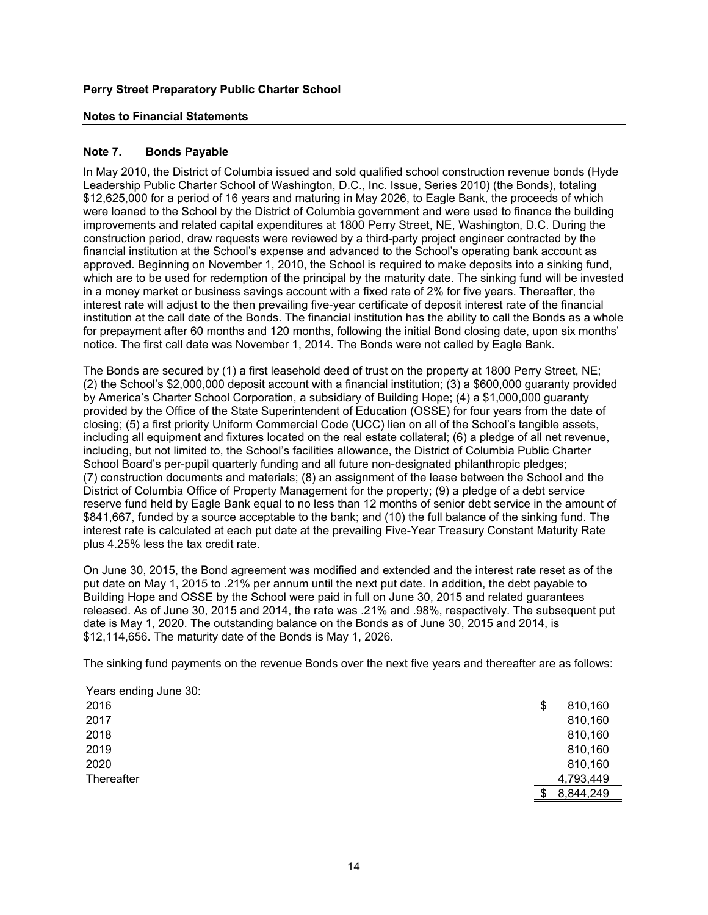**Perry Street Preparatory Public Charter School**

**Notes to Financial Statements**

## Note 7. Bonds Payable

In May 2010, the District of Columbia issued and sold qualified school construction revenue bonds (Hyde Leadership Public Charter School of Washington, D.C., Inc. Issue, Series 2010) (the Bonds), totaling \$12,625,000 for a period of 16 years and maturing in May 2026, to Eagle Bank, the proceeds of which were loaned to the School by the District of Columbia government and were used to finance the building improvements and related capital expenditures at 1800 Perry Street, NE, Washington, D.C. During the construction period, draw requests were reviewed by a third-party project engineer contracted by the financial institution at the School's expense and advanced to the School's operating bank account as approved. Beginning on November 1, 2010, the School is required to make deposits into a sinking fund, which are to be used for redemption of the principal by the maturity date. The sinking fund will be invested in a money market or business savings account with a fixed rate of 2% for five years. Thereafter, the interest rate will adjust to the then prevailing five-year certificate of deposit interest rate of the financial institution at the call date of the Bonds. The financial institution has the ability to call the Bonds as a whole for prepayment after 60 months and 120 months, following the initial Bond closing date, upon six months' notice. The first call date was November 1, 2014. The Bonds were not called by Eagle Bank.

The Bonds are secured by (1) a first leasehold deed of trust on the property at 1800 Perry Street, NE; (2) the School's \$2,000,000 deposit account with a financial institution; (3) a \$600,000 guaranty provided by America's Charter School Corporation, a subsidiary of Building Hope; (4) a \$1,000,000 guaranty provided by the Office of the State Superintendent of Education (OSSE) for four years from the date of closing; (5) a first priority Uniform Commercial Code (UCC) lien on all of the School's tangible assets, including all equipment and fixtures located on the real estate collateral; (6) a pledge of all net revenue, including, but not limited to, the School's facilities allowance, the District of Columbia Public Charter School Board's per-pupil quarterly funding and all future non-designated philanthropic pledges; (7) construction documents and materials; (8) an assignment of the lease between the School and the District of Columbia Office of Property Management for the property; (9) a pledge of a debt service reserve fund held by Eagle Bank equal to no less than 12 months of senior debt service in the amount of \$841,667, funded by a source acceptable to the bank; and (10) the full balance of the sinking fund. The interest rate is calculated at each put date at the prevailing Five-Year Treasury Constant Maturity Rate plus 4.25% less the tax credit rate.

On June 30, 2015, the Bond agreement was modified and extended and the interest rate reset as of the put date on May 1, 2015 to .21% per annum until the next put date. In addition, the debt payable to Building Hope and OSSE by the School were paid in full on June 30, 2015 and related guarantees released. As of June 30, 2015 and 2014, the rate was .21% and .98%, respectively. The subsequent put date is May 1, 2020. The outstanding balance on the Bonds as of June 30, 2015 and 2014, is \$12,114,656. The maturity date of the Bonds is May 1, 2026.

The sinking fund payments on the revenue Bonds over the next five years and thereafter are as follows:

| Years ending June 30: | |
|---|---|
| 2016 | $ 810,160 |
| 2017 | 810,160 |
| 2018 | 810,160 |
| 2019 | 810,160 |
| 2020 | 810,160 |
| Thereafter | 4,793,449 |
| | $ 8,844,249 |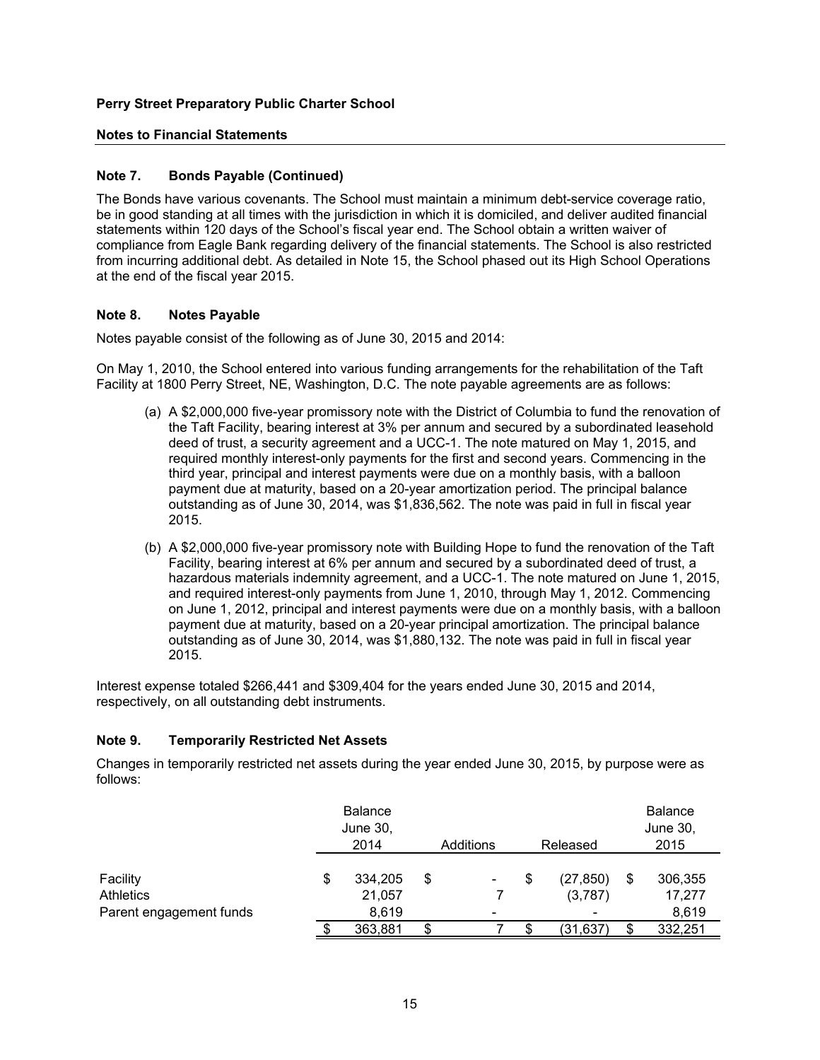**Perry Street Preparatory Public Charter School**

**Notes to Financial Statements**

**Note 7. Bonds Payable (Continued)**

The Bonds have various covenants. The School must maintain a minimum debt-service coverage ratio, be in good standing at all times with the jurisdiction in which it is domiciled, and deliver audited financial statements within 120 days of the School's fiscal year end. The School obtain a written waiver of compliance from Eagle Bank regarding delivery of the financial statements. The School is also restricted from incurring additional debt. As detailed in Note 15, the School phased out its High School Operations at the end of the fiscal year 2015.

**Note 8. Notes Payable**

Notes payable consist of the following as of June 30, 2015 and 2014:

On May 1, 2010, the School entered into various funding arrangements for the rehabilitation of the Taft Facility at 1800 Perry Street, NE, Washington, D.C. The note payable agreements are as follows:

(a) A $2,000,000 five-year promissory note with the District of Columbia to fund the renovation of the Taft Facility, bearing interest at 3% per annum and secured by a subordinated leasehold deed of trust, a security agreement and a UCC-1. The note matured on May 1, 2015, and required monthly interest-only payments for the first and second years. Commencing in the third year, principal and interest payments were due on a monthly basis, with a balloon payment due at maturity, based on a 20-year amortization period. The principal balance outstanding as of June 30, 2014, was $1,836,562. The note was paid in full in fiscal year 2015.

(b) A $2,000,000 five-year promissory note with Building Hope to fund the renovation of the Taft Facility, bearing interest at 6% per annum and secured by a subordinated deed of trust, a hazardous materials indemnity agreement, and a UCC-1. The note matured on June 1, 2015, and required interest-only payments from June 1, 2010, through May 1, 2012. Commencing on June 1, 2012, principal and interest payments were due on a monthly basis, with a balloon payment due at maturity, based on a 20-year principal amortization. The principal balance outstanding as of June 30, 2014, was $1,880,132. The note was paid in full in fiscal year 2015.

Interest expense totaled $266,441 and $309,404 for the years ended June 30, 2015 and 2014, respectively, on all outstanding debt instruments.

**Note 9. Temporarily Restricted Net Assets**

Changes in temporarily restricted net assets during the year ended June 30, 2015, by purpose were as follows:

| | Balance June 30, 2014 | Additions | Released | Balance June 30, 2015 |
|---|---|---|---|---|
| Facility | $ 334,205 | $ - | $ (27,850) | $ 306,355 |
| Athletics | 21,057 | 7 | (3,787) | 17,277 |
| Parent engagement funds | 8,619 | - | - | 8,619 |
| | $ 363,881 | $ 7 | $ (31,637) | $ 332,251 |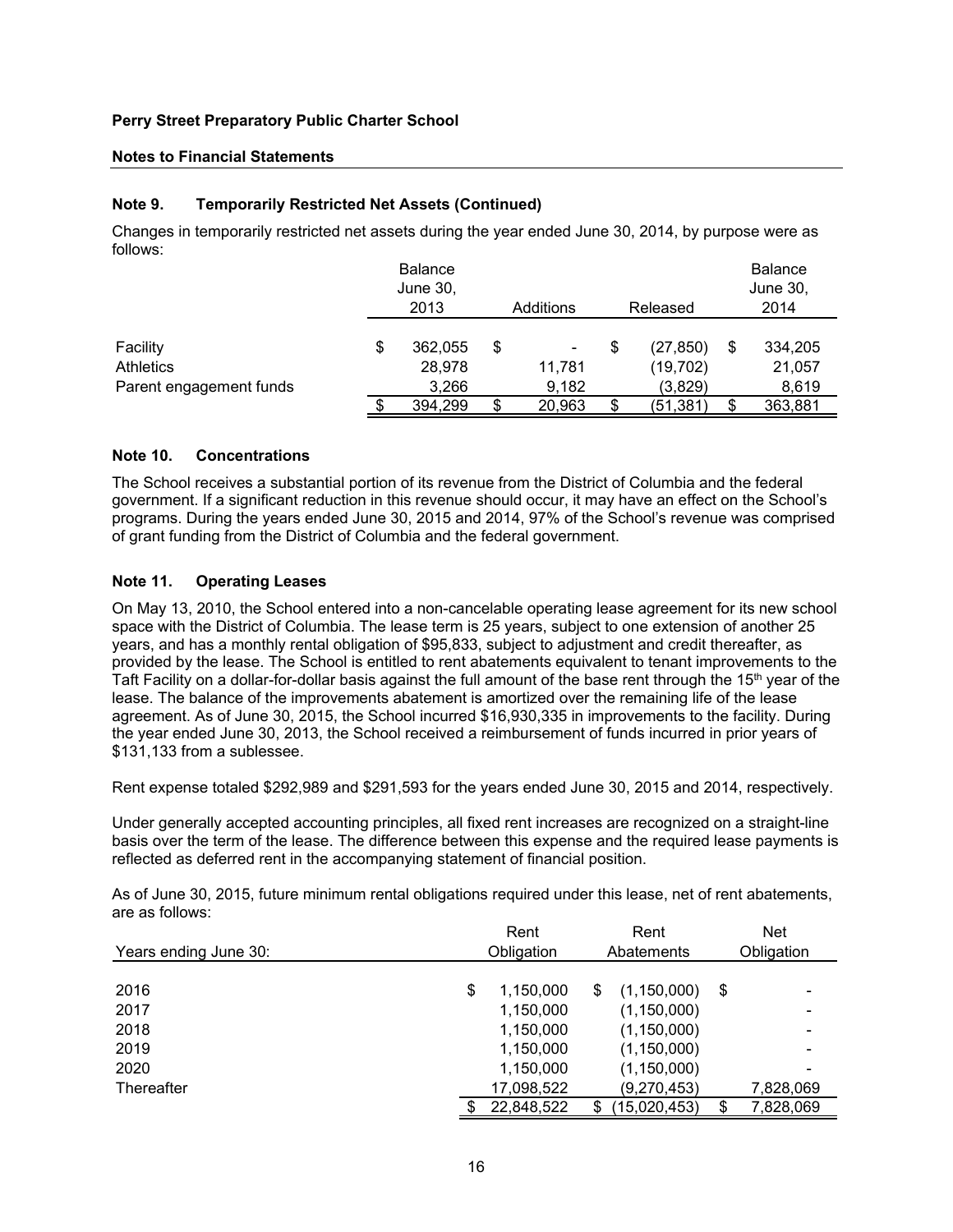**Perry Street Preparatory Public Charter School**

**Notes to Financial Statements**

### Note 9. Temporarily Restricted Net Assets (Continued)

Changes in temporarily restricted net assets during the year ended June 30, 2014, by purpose were as follows:

| | Balance June 30, 2013 | Additions | Released | Balance June 30, 2014 |
|---|---|---|---|---|
| Facility | $ 362,055 | $ - | $ (27,850) | $ 334,205 |
| Athletics | 28,978 | 11,781 | (19,702) | 21,057 |
| Parent engagement funds | 3,266 | 9,182 | (3,829) | 8,619 |
| | $ 394,299 | $ 20,963 | $ (51,381) | $ 363,881 |

### Note 10. Concentrations

The School receives a substantial portion of its revenue from the District of Columbia and the federal government. If a significant reduction in this revenue should occur, it may have an effect on the School's programs. During the years ended June 30, 2015 and 2014, 97% of the School's revenue was comprised of grant funding from the District of Columbia and the federal government.

### Note 11. Operating Leases

On May 13, 2010, the School entered into a non-cancelable operating lease agreement for its new school space with the District of Columbia. The lease term is 25 years, subject to one extension of another 25 years, and has a monthly rental obligation of $95,833, subject to adjustment and credit thereafter, as provided by the lease. The School is entitled to rent abatements equivalent to tenant improvements to the Taft Facility on a dollar-for-dollar basis against the full amount of the base rent through the 15th year of the lease. The balance of the improvements abatement is amortized over the remaining life of the lease agreement. As of June 30, 2015, the School incurred $16,930,335 in improvements to the facility. During the year ended June 30, 2013, the School received a reimbursement of funds incurred in prior years of $131,133 from a sublessee.

Rent expense totaled $292,989 and $291,593 for the years ended June 30, 2015 and 2014, respectively.

Under generally accepted accounting principles, all fixed rent increases are recognized on a straight-line basis over the term of the lease. The difference between this expense and the required lease payments is reflected as deferred rent in the accompanying statement of financial position.

As of June 30, 2015, future minimum rental obligations required under this lease, net of rent abatements, are as follows:

| Years ending June 30: | Rent Obligation | Rent Abatements | Net Obligation |
|---|---|---|---|
| 2016 | $ 1,150,000 | $ (1,150,000) | $ - |
| 2017 | 1,150,000 | (1,150,000) | - |
| 2018 | 1,150,000 | (1,150,000) | - |
| 2019 | 1,150,000 | (1,150,000) | - |
| 2020 | 1,150,000 | (1,150,000) | - |
| Thereafter | 17,098,522 | (9,270,453) | 7,828,069 |
| | $ 22,848,522 | $ (15,020,453) | $ 7,828,069 |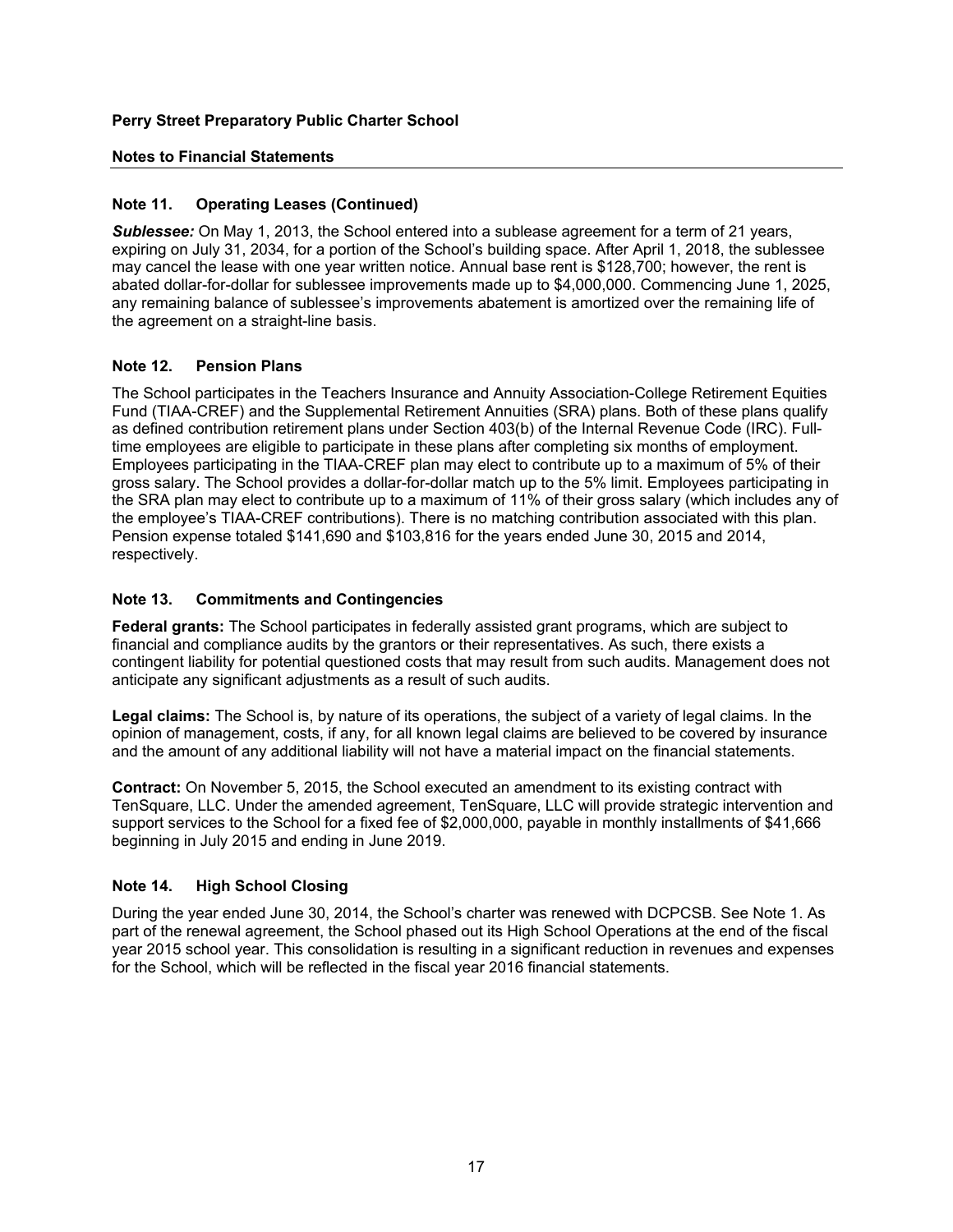## Perry Street Preparatory Public Charter School

### Notes to Financial Statements

### Note 11. Operating Leases (Continued)

***Sublessee:*** On May 1, 2013, the School entered into a sublease agreement for a term of 21 years, expiring on July 31, 2034, for a portion of the School's building space. After April 1, 2018, the sublessee may cancel the lease with one year written notice. Annual base rent is $128,700; however, the rent is abated dollar-for-dollar for sublessee improvements made up to $4,000,000. Commencing June 1, 2025, any remaining balance of sublessee's improvements abatement is amortized over the remaining life of the agreement on a straight-line basis.

### Note 12. Pension Plans

The School participates in the Teachers Insurance and Annuity Association-College Retirement Equities Fund (TIAA-CREF) and the Supplemental Retirement Annuities (SRA) plans. Both of these plans qualify as defined contribution retirement plans under Section 403(b) of the Internal Revenue Code (IRC). Full-time employees are eligible to participate in these plans after completing six months of employment. Employees participating in the TIAA-CREF plan may elect to contribute up to a maximum of 5% of their gross salary. The School provides a dollar-for-dollar match up to the 5% limit. Employees participating in the SRA plan may elect to contribute up to a maximum of 11% of their gross salary (which includes any of the employee's TIAA-CREF contributions). There is no matching contribution associated with this plan. Pension expense totaled $141,690 and $103,816 for the years ended June 30, 2015 and 2014, respectively.

### Note 13. Commitments and Contingencies

**Federal grants:** The School participates in federally assisted grant programs, which are subject to financial and compliance audits by the grantors or their representatives. As such, there exists a contingent liability for potential questioned costs that may result from such audits. Management does not anticipate any significant adjustments as a result of such audits.

**Legal claims:** The School is, by nature of its operations, the subject of a variety of legal claims. In the opinion of management, costs, if any, for all known legal claims are believed to be covered by insurance and the amount of any additional liability will not have a material impact on the financial statements.

**Contract:** On November 5, 2015, the School executed an amendment to its existing contract with TenSquare, LLC. Under the amended agreement, TenSquare, LLC will provide strategic intervention and support services to the School for a fixed fee of $2,000,000, payable in monthly installments of $41,666 beginning in July 2015 and ending in June 2019.

### Note 14. High School Closing

During the year ended June 30, 2014, the School's charter was renewed with DCPCSB. See Note 1. As part of the renewal agreement, the School phased out its High School Operations at the end of the fiscal year 2015 school year. This consolidation is resulting in a significant reduction in revenues and expenses for the School, which will be reflected in the fiscal year 2016 financial statements.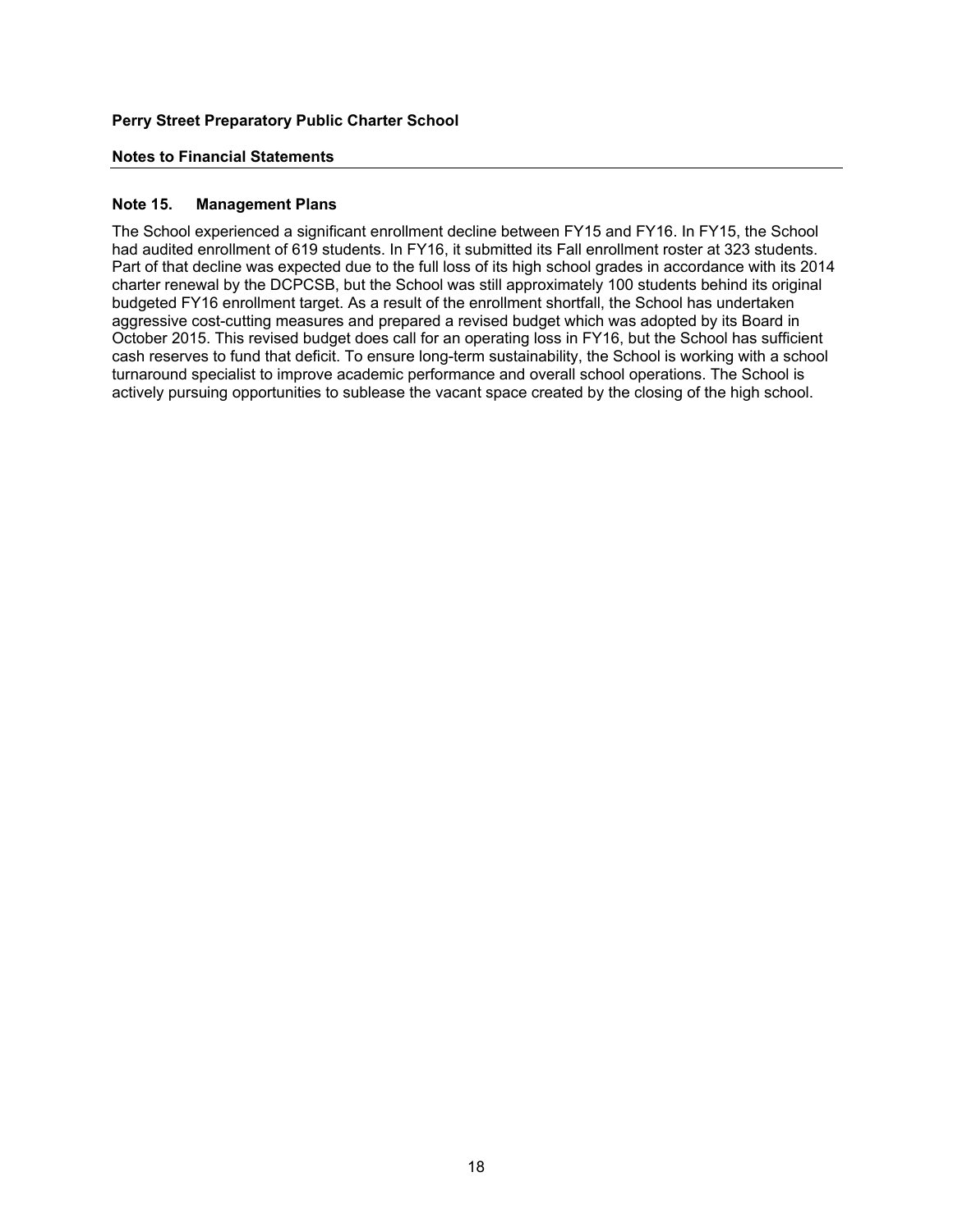**Perry Street Preparatory Public Charter School**

**Notes to Financial Statements**

### Note 15. Management Plans

The School experienced a significant enrollment decline between FY15 and FY16. In FY15, the School had audited enrollment of 619 students. In FY16, it submitted its Fall enrollment roster at 323 students. Part of that decline was expected due to the full loss of its high school grades in accordance with its 2014 charter renewal by the DCPCSB, but the School was still approximately 100 students behind its original budgeted FY16 enrollment target. As a result of the enrollment shortfall, the School has undertaken aggressive cost-cutting measures and prepared a revised budget which was adopted by its Board in October 2015. This revised budget does call for an operating loss in FY16, but the School has sufficient cash reserves to fund that deficit. To ensure long-term sustainability, the School is working with a school turnaround specialist to improve academic performance and overall school operations. The School is actively pursuing opportunities to sublease the vacant space created by the closing of the high school.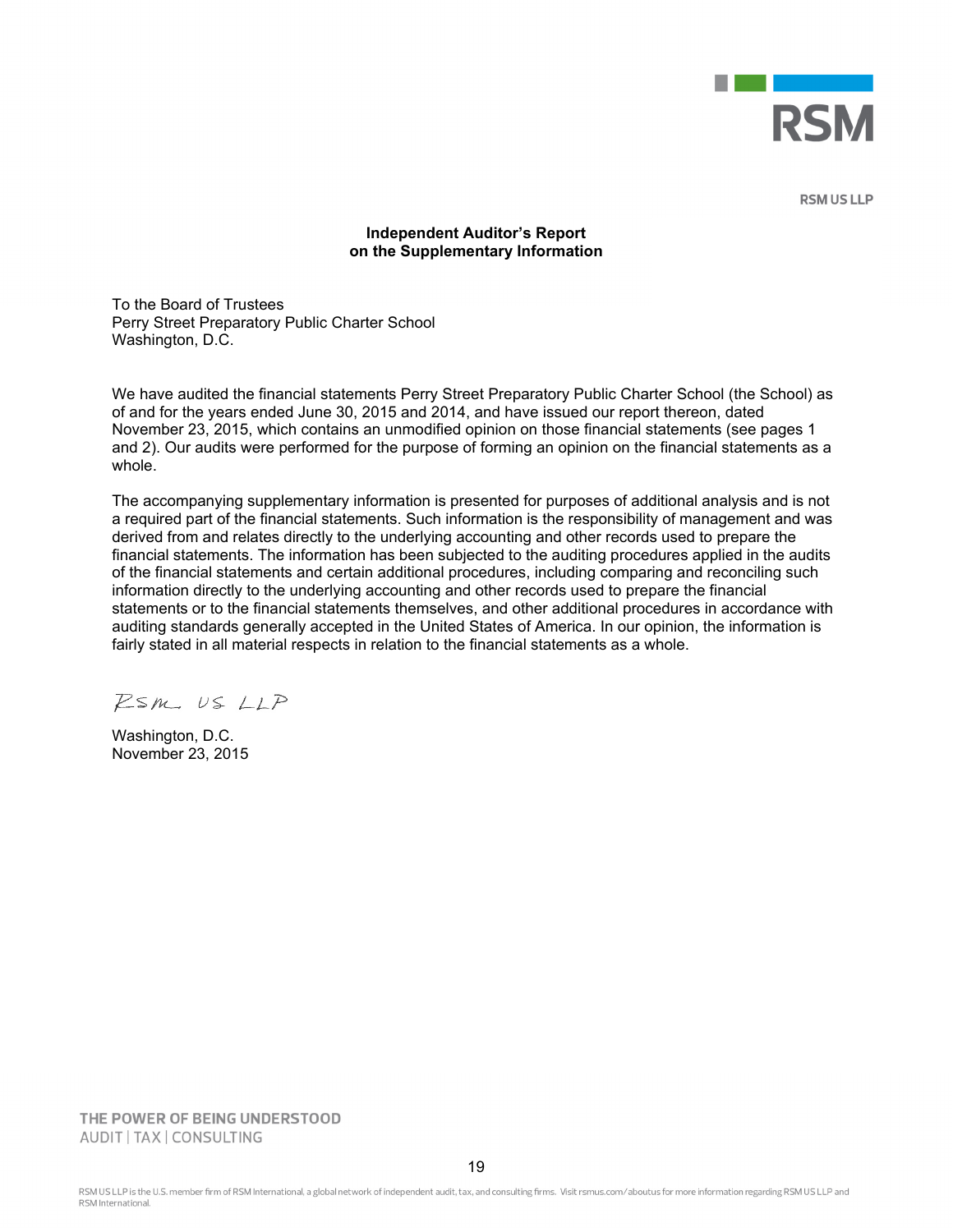RSM US LLP

## Independent Auditor's Report on the Supplementary Information

To the Board of Trustees
Perry Street Preparatory Public Charter School
Washington, D.C.

We have audited the financial statements Perry Street Preparatory Public Charter School (the School) as of and for the years ended June 30, 2015 and 2014, and have issued our report thereon, dated November 23, 2015, which contains an unmodified opinion on those financial statements (see pages 1 and 2). Our audits were performed for the purpose of forming an opinion on the financial statements as a whole.

The accompanying supplementary information is presented for purposes of additional analysis and is not a required part of the financial statements. Such information is the responsibility of management and was derived from and relates directly to the underlying accounting and other records used to prepare the financial statements. The information has been subjected to the auditing procedures applied in the audits of the financial statements and certain additional procedures, including comparing and reconciling such information directly to the underlying accounting and other records used to prepare the financial statements or to the financial statements themselves, and other additional procedures in accordance with auditing standards generally accepted in the United States of America. In our opinion, the information is fairly stated in all material respects in relation to the financial statements as a whole.

RSM US LLP

Washington, D.C.
November 23, 2015

THE POWER OF BEING UNDERSTOOD
AUDIT | TAX | CONSULTING

RSM US LLP is the U.S. member firm of RSM International, a global network of independent audit, tax, and consulting firms. Visit rsmus.com/aboutus for more information regarding RSM US LLP and RSM International.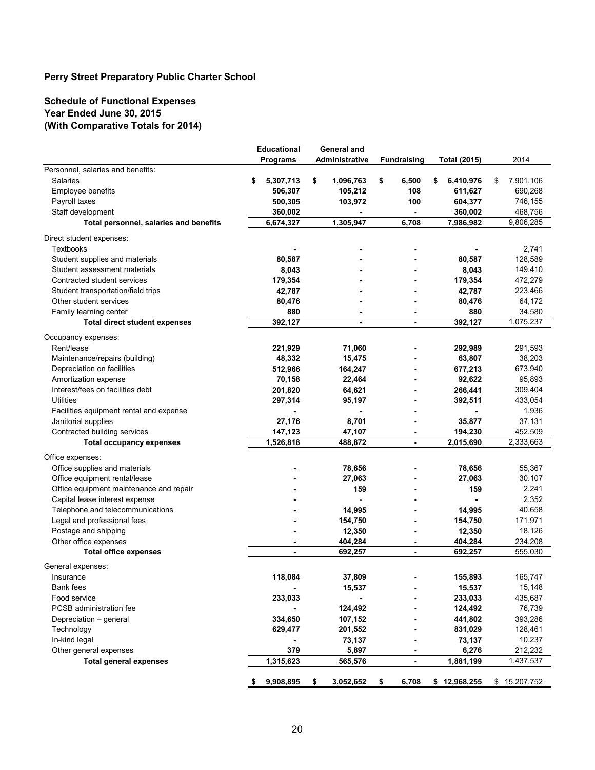## Perry Street Preparatory Public Charter School

### Schedule of Functional Expenses
### Year Ended June 30, 2015
### (With Comparative Totals for 2014)

| | Educational Programs | General and Administrative | Fundraising | Total (2015) | 2014 |
|---|---|---|---|---|---|
| Personnel, salaries and benefits: | | | | | |
| Salaries | $ 5,307,713 | $ 1,096,763 | $ 6,500 | $ 6,410,976 | $ 7,901,106 |
| Employee benefits | 506,307 | 105,212 | 108 | 611,627 | 690,268 |
| Payroll taxes | 500,305 | 103,972 | 100 | 604,377 | 746,155 |
| Staff development | 360,002 | - | - | 360,002 | 468,756 |
| **Total personnel, salaries and benefits** | 6,674,327 | 1,305,947 | 6,708 | 7,986,982 | 9,806,285 |
| Direct student expenses: | | | | | |
| Textbooks | - | - | - | - | 2,741 |
| Student supplies and materials | 80,587 | - | - | 80,587 | 128,589 |
| Student assessment materials | 8,043 | - | - | 8,043 | 149,410 |
| Contracted student services | 179,354 | - | - | 179,354 | 472,279 |
| Student transportation/field trips | 42,787 | - | - | 42,787 | 223,466 |
| Other student services | 80,476 | - | - | 80,476 | 64,172 |
| Family learning center | 880 | - | - | 880 | 34,580 |
| **Total direct student expenses** | 392,127 | - | - | 392,127 | 1,075,237 |
| Occupancy expenses: | | | | | |
| Rent/lease | 221,929 | 71,060 | - | 292,989 | 291,593 |
| Maintenance/repairs (building) | 48,332 | 15,475 | - | 63,807 | 38,203 |
| Depreciation on facilities | 512,966 | 164,247 | - | 677,213 | 673,940 |
| Amortization expense | 70,158 | 22,464 | - | 92,622 | 95,893 |
| Interest/fees on facilities debt | 201,820 | 64,621 | - | 266,441 | 309,404 |
| Utilities | 297,314 | 95,197 | - | 392,511 | 433,054 |
| Facilities equipment rental and expense | - | - | - | - | 1,936 |
| Janitorial supplies | 27,176 | 8,701 | - | 35,877 | 37,131 |
| Contracted building services | 147,123 | 47,107 | - | 194,230 | 452,509 |
| **Total occupancy expenses** | 1,526,818 | 488,872 | - | 2,015,690 | 2,333,663 |
| Office expenses: | | | | | |
| Office supplies and materials | - | 78,656 | - | 78,656 | 55,367 |
| Office equipment rental/lease | - | 27,063 | - | 27,063 | 30,107 |
| Office equipment maintenance and repair | - | 159 | - | 159 | 2,241 |
| Capital lease interest expense | - | - | - | - | 2,352 |
| Telephone and telecommunications | - | 14,995 | - | 14,995 | 40,658 |
| Legal and professional fees | - | 154,750 | - | 154,750 | 171,971 |
| Postage and shipping | - | 12,350 | - | 12,350 | 18,126 |
| Other office expenses | - | 404,284 | - | 404,284 | 234,208 |
| **Total office expenses** | - | 692,257 | - | 692,257 | 555,030 |
| General expenses: | | | | | |
| Insurance | 118,084 | 37,809 | - | 155,893 | 165,747 |
| Bank fees | - | 15,537 | - | 15,537 | 15,148 |
| Food service | 233,033 | - | - | 233,033 | 435,687 |
| PCSB administration fee | - | 124,492 | - | 124,492 | 76,739 |
| Depreciation – general | 334,650 | 107,152 | - | 441,802 | 393,286 |
| Technology | 629,477 | 201,552 | - | 831,029 | 128,461 |
| In-kind legal | - | 73,137 | - | 73,137 | 10,237 |
| Other general expenses | 379 | 5,897 | - | 6,276 | 212,232 |
| **Total general expenses** | 1,315,623 | 565,576 | - | 1,881,199 | 1,437,537 |
| | $ 9,908,895 | $ 3,052,652 | $ 6,708 | $ 12,968,255 | $ 15,207,752 |